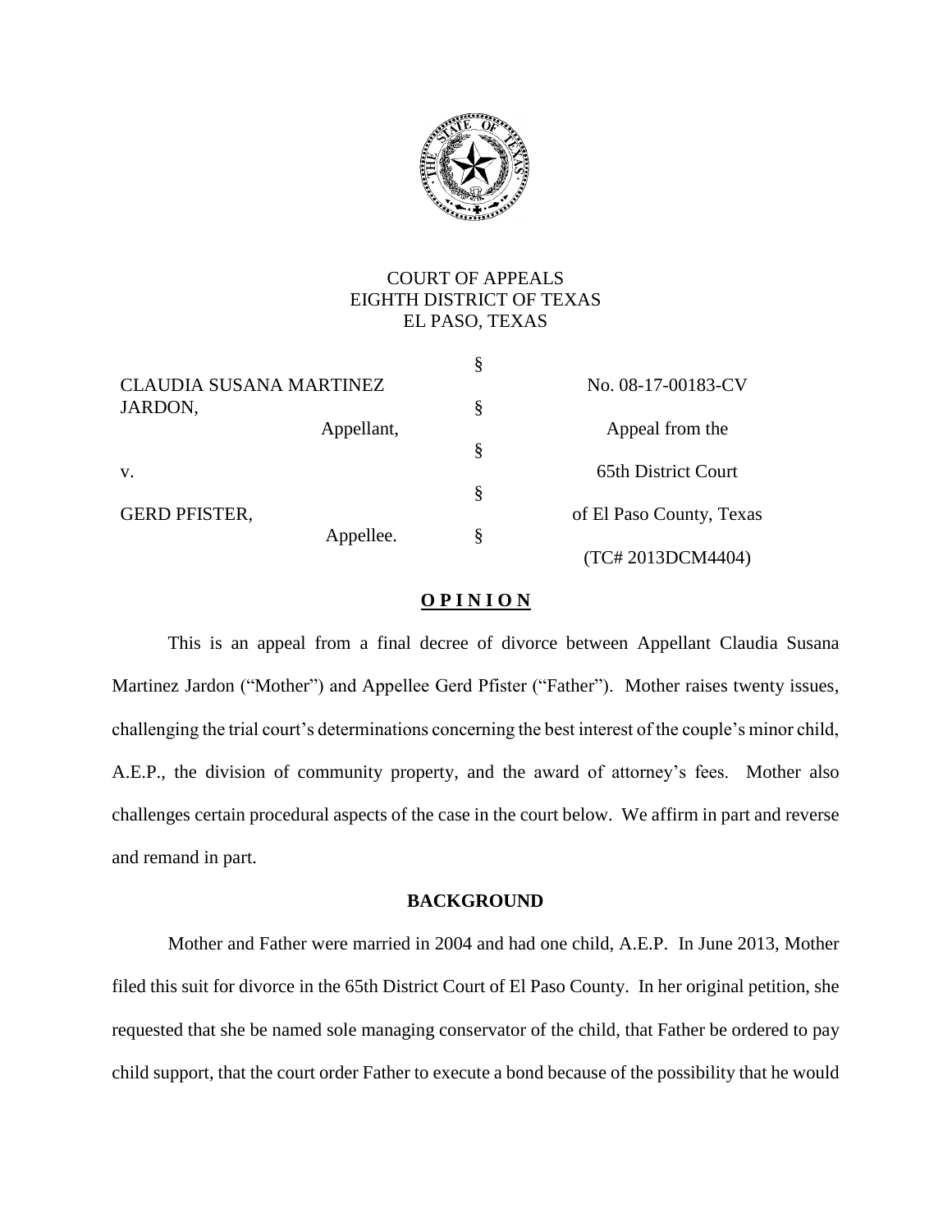COURT OF APPEALS
EIGHTH DISTRICT OF TEXAS
EL PASO, TEXAS

| | | |
|---|---|---|
| CLAUDIA SUSANA MARTINEZ JARDON, | § | No. 08-17-00183-CV |
| Appellant, | § | Appeal from the |
| v. | § | 65th District Court |
| GERD PFISTER, | § | of El Paso County, Texas |
| Appellee. | § | (TC# 2013DCM4404) |

## **O P I N I O N**

This is an appeal from a final decree of divorce between Appellant Claudia Susana Martinez Jardon ("Mother") and Appellee Gerd Pfister ("Father"). Mother raises twenty issues, challenging the trial court's determinations concerning the best interest of the couple's minor child, A.E.P., the division of community property, and the award of attorney's fees. Mother also challenges certain procedural aspects of the case in the court below. We affirm in part and reverse and remand in part.

### **BACKGROUND**

Mother and Father were married in 2004 and had one child, A.E.P. In June 2013, Mother filed this suit for divorce in the 65th District Court of El Paso County. In her original petition, she requested that she be named sole managing conservator of the child, that Father be ordered to pay child support, that the court order Father to execute a bond because of the possibility that he would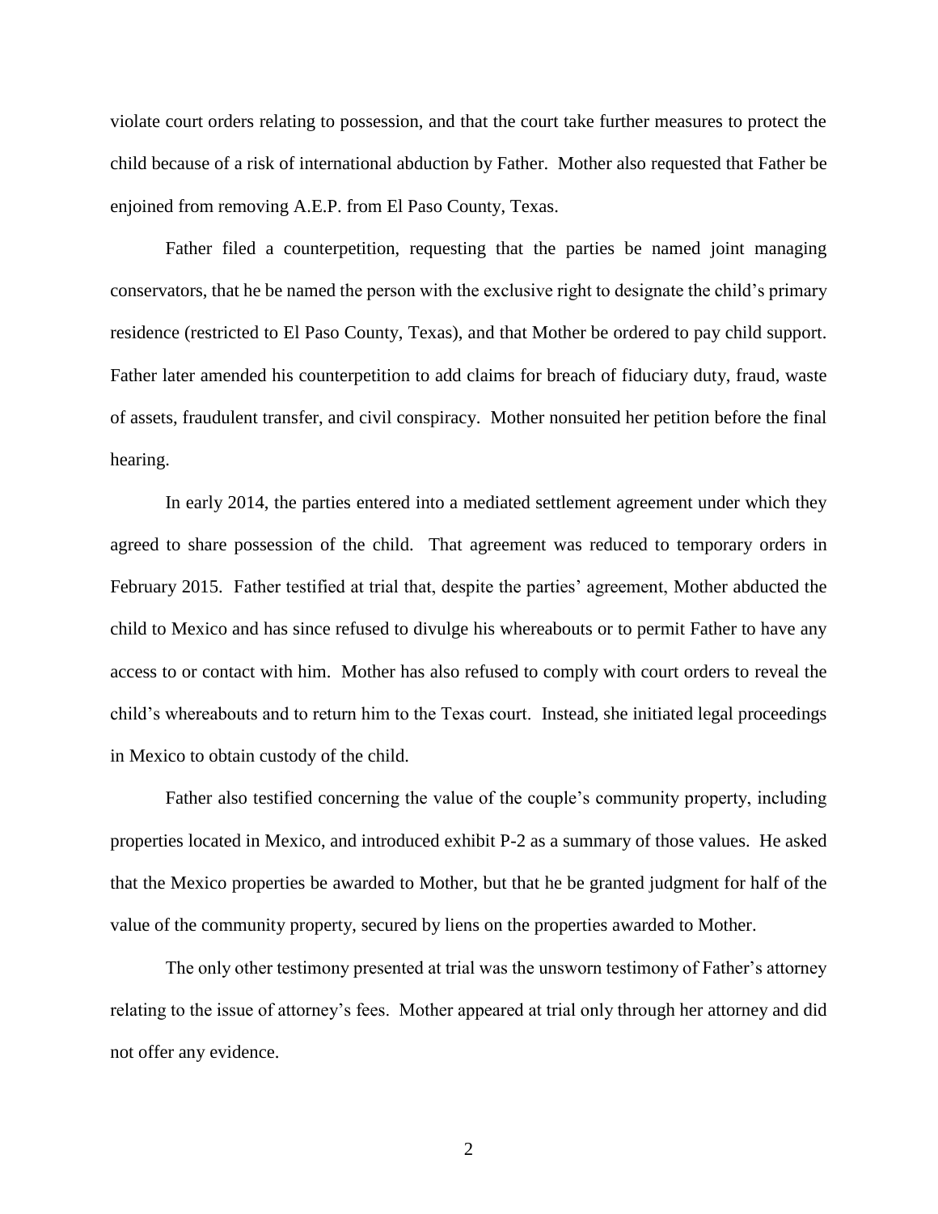violate court orders relating to possession, and that the court take further measures to protect the child because of a risk of international abduction by Father. Mother also requested that Father be enjoined from removing A.E.P. from El Paso County, Texas.

Father filed a counterpetition, requesting that the parties be named joint managing conservators, that he be named the person with the exclusive right to designate the child's primary residence (restricted to El Paso County, Texas), and that Mother be ordered to pay child support. Father later amended his counterpetition to add claims for breach of fiduciary duty, fraud, waste of assets, fraudulent transfer, and civil conspiracy. Mother nonsuited her petition before the final hearing.

In early 2014, the parties entered into a mediated settlement agreement under which they agreed to share possession of the child. That agreement was reduced to temporary orders in February 2015. Father testified at trial that, despite the parties' agreement, Mother abducted the child to Mexico and has since refused to divulge his whereabouts or to permit Father to have any access to or contact with him. Mother has also refused to comply with court orders to reveal the child's whereabouts and to return him to the Texas court. Instead, she initiated legal proceedings in Mexico to obtain custody of the child.

Father also testified concerning the value of the couple's community property, including properties located in Mexico, and introduced exhibit P-2 as a summary of those values. He asked that the Mexico properties be awarded to Mother, but that he be granted judgment for half of the value of the community property, secured by liens on the properties awarded to Mother.

The only other testimony presented at trial was the unsworn testimony of Father's attorney relating to the issue of attorney's fees. Mother appeared at trial only through her attorney and did not offer any evidence.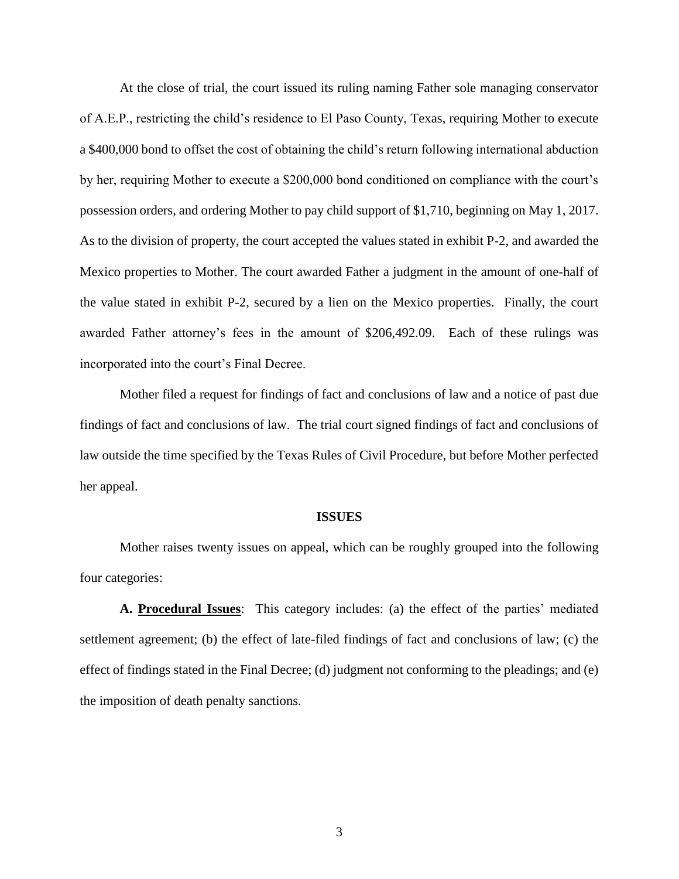At the close of trial, the court issued its ruling naming Father sole managing conservator of A.E.P., restricting the child's residence to El Paso County, Texas, requiring Mother to execute a $400,000 bond to offset the cost of obtaining the child's return following international abduction by her, requiring Mother to execute a $200,000 bond conditioned on compliance with the court's possession orders, and ordering Mother to pay child support of $1,710, beginning on May 1, 2017. As to the division of property, the court accepted the values stated in exhibit P-2, and awarded the Mexico properties to Mother. The court awarded Father a judgment in the amount of one-half of the value stated in exhibit P-2, secured by a lien on the Mexico properties. Finally, the court awarded Father attorney's fees in the amount of $206,492.09. Each of these rulings was incorporated into the court's Final Decree.

Mother filed a request for findings of fact and conclusions of law and a notice of past due findings of fact and conclusions of law. The trial court signed findings of fact and conclusions of law outside the time specified by the Texas Rules of Civil Procedure, but before Mother perfected her appeal.

## ISSUES

Mother raises twenty issues on appeal, which can be roughly grouped into the following four categories:

**A. Procedural Issues**: This category includes: (a) the effect of the parties' mediated settlement agreement; (b) the effect of late-filed findings of fact and conclusions of law; (c) the effect of findings stated in the Final Decree; (d) judgment not conforming to the pleadings; and (e) the imposition of death penalty sanctions.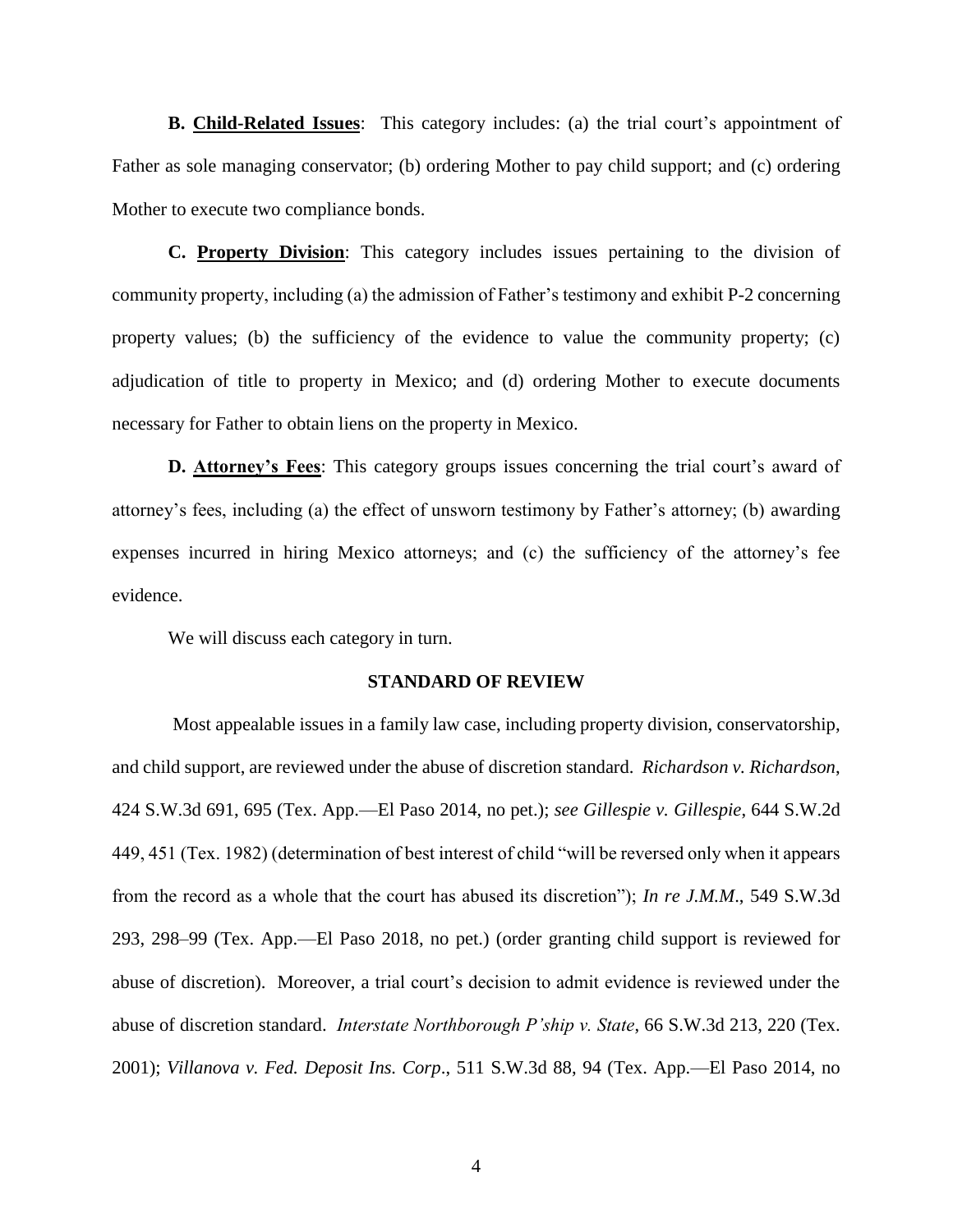**B. <u>Child-Related Issues</u>**: This category includes: (a) the trial court's appointment of Father as sole managing conservator; (b) ordering Mother to pay child support; and (c) ordering Mother to execute two compliance bonds.

**C. <u>Property Division</u>**: This category includes issues pertaining to the division of community property, including (a) the admission of Father's testimony and exhibit P-2 concerning property values; (b) the sufficiency of the evidence to value the community property; (c) adjudication of title to property in Mexico; and (d) ordering Mother to execute documents necessary for Father to obtain liens on the property in Mexico.

**D. <u>Attorney's Fees</u>**: This category groups issues concerning the trial court's award of attorney's fees, including (a) the effect of unsworn testimony by Father's attorney; (b) awarding expenses incurred in hiring Mexico attorneys; and (c) the sufficiency of the attorney's fee evidence.

We will discuss each category in turn.

## STANDARD OF REVIEW

Most appealable issues in a family law case, including property division, conservatorship, and child support, are reviewed under the abuse of discretion standard. *Richardson v. Richardson*, 424 S.W.3d 691, 695 (Tex. App.—El Paso 2014, no pet.); *see Gillespie v. Gillespie*, 644 S.W.2d 449, 451 (Tex. 1982) (determination of best interest of child "will be reversed only when it appears from the record as a whole that the court has abused its discretion"); *In re J.M.M*., 549 S.W.3d 293, 298–99 (Tex. App.—El Paso 2018, no pet.) (order granting child support is reviewed for abuse of discretion). Moreover, a trial court's decision to admit evidence is reviewed under the abuse of discretion standard. *Interstate Northborough P'ship v. State*, 66 S.W.3d 213, 220 (Tex. 2001); *Villanova v. Fed. Deposit Ins. Corp*., 511 S.W.3d 88, 94 (Tex. App.—El Paso 2014, no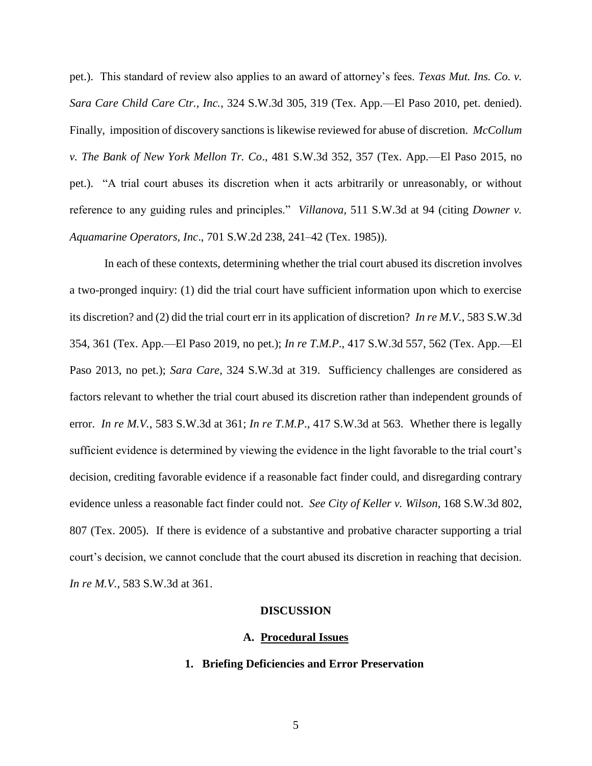pet.). This standard of review also applies to an award of attorney's fees. *Texas Mut. Ins. Co. v. Sara Care Child Care Ctr., Inc.*, 324 S.W.3d 305, 319 (Tex. App.—El Paso 2010, pet. denied). Finally, imposition of discovery sanctions is likewise reviewed for abuse of discretion. *McCollum v. The Bank of New York Mellon Tr. Co*., 481 S.W.3d 352, 357 (Tex. App.—El Paso 2015, no pet.). "A trial court abuses its discretion when it acts arbitrarily or unreasonably, or without reference to any guiding rules and principles." *Villanova*, 511 S.W.3d at 94 (citing *Downer v. Aquamarine Operators, Inc*., 701 S.W.2d 238, 241–42 (Tex. 1985)).

In each of these contexts, determining whether the trial court abused its discretion involves a two-pronged inquiry: (1) did the trial court have sufficient information upon which to exercise its discretion? and (2) did the trial court err in its application of discretion? *In re M.V.*, 583 S.W.3d 354, 361 (Tex. App.—El Paso 2019, no pet.); *In re T.M.P*., 417 S.W.3d 557, 562 (Tex. App.—El Paso 2013, no pet.); *Sara Care*, 324 S.W.3d at 319. Sufficiency challenges are considered as factors relevant to whether the trial court abused its discretion rather than independent grounds of error. *In re M.V.*, 583 S.W.3d at 361; *In re T.M.P*., 417 S.W.3d at 563. Whether there is legally sufficient evidence is determined by viewing the evidence in the light favorable to the trial court's decision, crediting favorable evidence if a reasonable fact finder could, and disregarding contrary evidence unless a reasonable fact finder could not. *See City of Keller v. Wilson*, 168 S.W.3d 802, 807 (Tex. 2005). If there is evidence of a substantive and probative character supporting a trial court's decision, we cannot conclude that the court abused its discretion in reaching that decision. *In re M.V.*, 583 S.W.3d at 361.

## DISCUSSION

### A. Procedural Issues

#### 1. Briefing Deficiencies and Error Preservation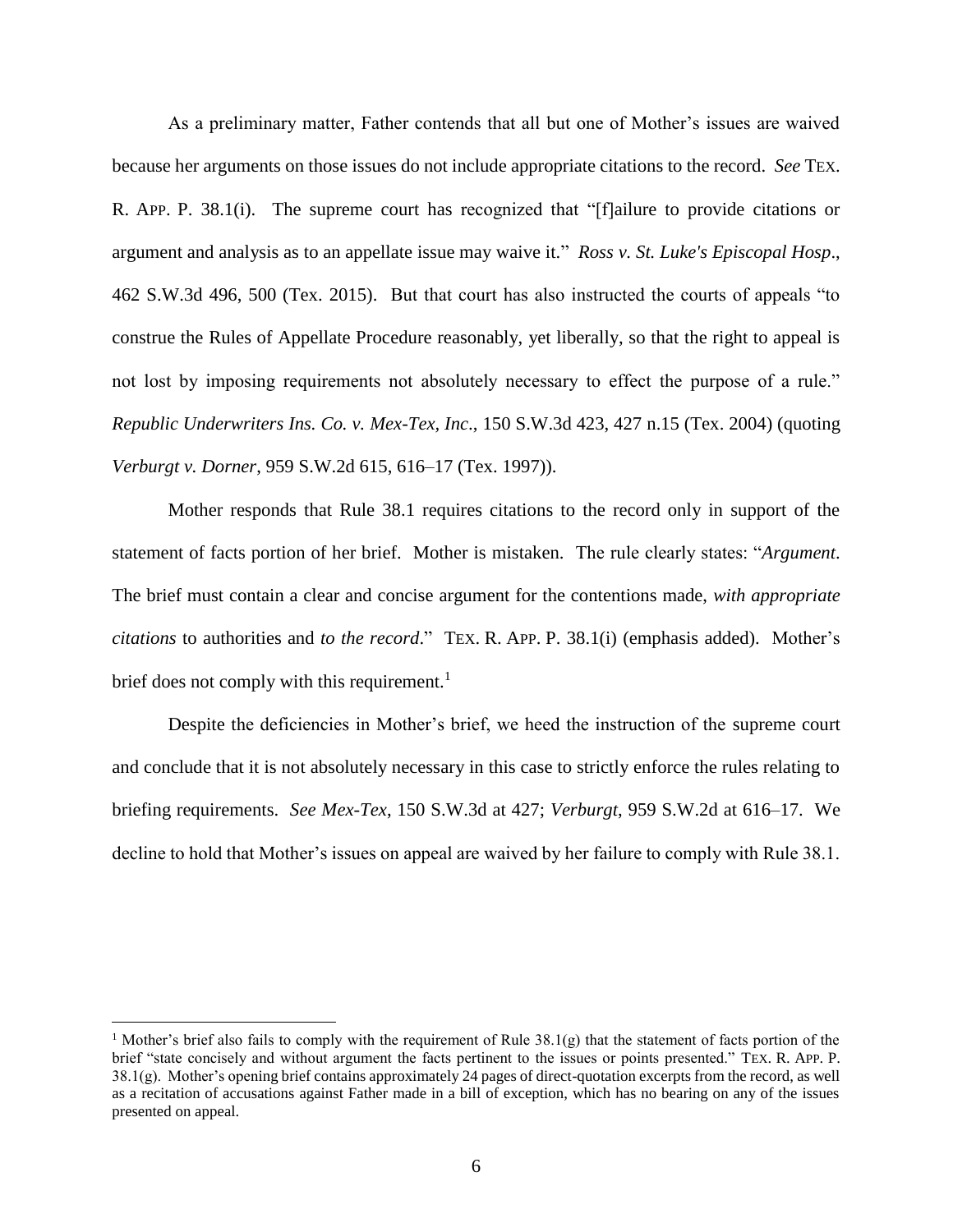As a preliminary matter, Father contends that all but one of Mother's issues are waived because her arguments on those issues do not include appropriate citations to the record. *See* TEX. R. APP. P. 38.1(i). The supreme court has recognized that "[f]ailure to provide citations or argument and analysis as to an appellate issue may waive it." *Ross v. St. Luke's Episcopal Hosp.*, 462 S.W.3d 496, 500 (Tex. 2015). But that court has also instructed the courts of appeals "to construe the Rules of Appellate Procedure reasonably, yet liberally, so that the right to appeal is not lost by imposing requirements not absolutely necessary to effect the purpose of a rule." *Republic Underwriters Ins. Co. v. Mex-Tex, Inc.*, 150 S.W.3d 423, 427 n.15 (Tex. 2004) (quoting *Verburgt v. Dorner*, 959 S.W.2d 615, 616–17 (Tex. 1997)).

Mother responds that Rule 38.1 requires citations to the record only in support of the statement of facts portion of her brief. Mother is mistaken. The rule clearly states: "*Argument*. The brief must contain a clear and concise argument for the contentions made, *with appropriate citations* to authorities and *to the record*." TEX. R. APP. P. 38.1(i) (emphasis added). Mother's brief does not comply with this requirement.[1]

Despite the deficiencies in Mother's brief, we heed the instruction of the supreme court and conclude that it is not absolutely necessary in this case to strictly enforce the rules relating to briefing requirements. *See Mex-Tex*, 150 S.W.3d at 427; *Verburgt*, 959 S.W.2d at 616–17. We decline to hold that Mother's issues on appeal are waived by her failure to comply with Rule 38.1.

---

[1] Mother's brief also fails to comply with the requirement of Rule 38.1(g) that the statement of facts portion of the brief "state concisely and without argument the facts pertinent to the issues or points presented." TEX. R. APP. P. 38.1(g). Mother's opening brief contains approximately 24 pages of direct-quotation excerpts from the record, as well as a recitation of accusations against Father made in a bill of exception, which has no bearing on any of the issues presented on appeal.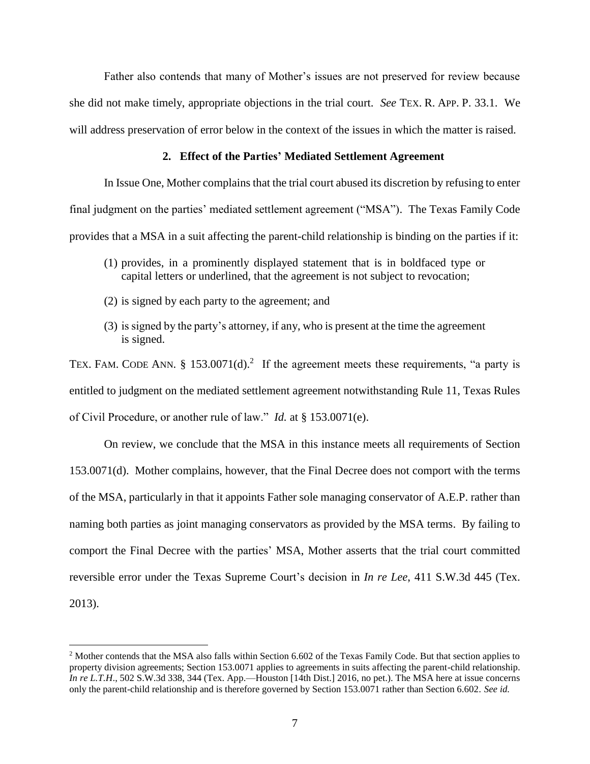Father also contends that many of Mother's issues are not preserved for review because she did not make timely, appropriate objections in the trial court. *See* TEX. R. APP. P. 33.1. We will address preservation of error below in the context of the issues in which the matter is raised.

### 2. Effect of the Parties' Mediated Settlement Agreement

In Issue One, Mother complains that the trial court abused its discretion by refusing to enter final judgment on the parties' mediated settlement agreement ("MSA"). The Texas Family Code provides that a MSA in a suit affecting the parent-child relationship is binding on the parties if it:

> (1) provides, in a prominently displayed statement that is in boldfaced type or capital letters or underlined, that the agreement is not subject to revocation;
>
> (2) is signed by each party to the agreement; and
>
> (3) is signed by the party's attorney, if any, who is present at the time the agreement is signed.

TEX. FAM. CODE ANN. § 153.0071(d).[2] If the agreement meets these requirements, "a party is entitled to judgment on the mediated settlement agreement notwithstanding Rule 11, Texas Rules of Civil Procedure, or another rule of law." *Id.* at § 153.0071(e).

On review, we conclude that the MSA in this instance meets all requirements of Section 153.0071(d). Mother complains, however, that the Final Decree does not comport with the terms of the MSA, particularly in that it appoints Father sole managing conservator of A.E.P. rather than naming both parties as joint managing conservators as provided by the MSA terms. By failing to comport the Final Decree with the parties' MSA, Mother asserts that the trial court committed reversible error under the Texas Supreme Court's decision in *In re Lee*, 411 S.W.3d 445 (Tex. 2013).

[2] Mother contends that the MSA also falls within Section 6.602 of the Texas Family Code. But that section applies to property division agreements; Section 153.0071 applies to agreements in suits affecting the parent-child relationship. *In re L.T.H.*, 502 S.W.3d 338, 344 (Tex. App.—Houston [14th Dist.] 2016, no pet.). The MSA here at issue concerns only the parent-child relationship and is therefore governed by Section 153.0071 rather than Section 6.602. *See id.*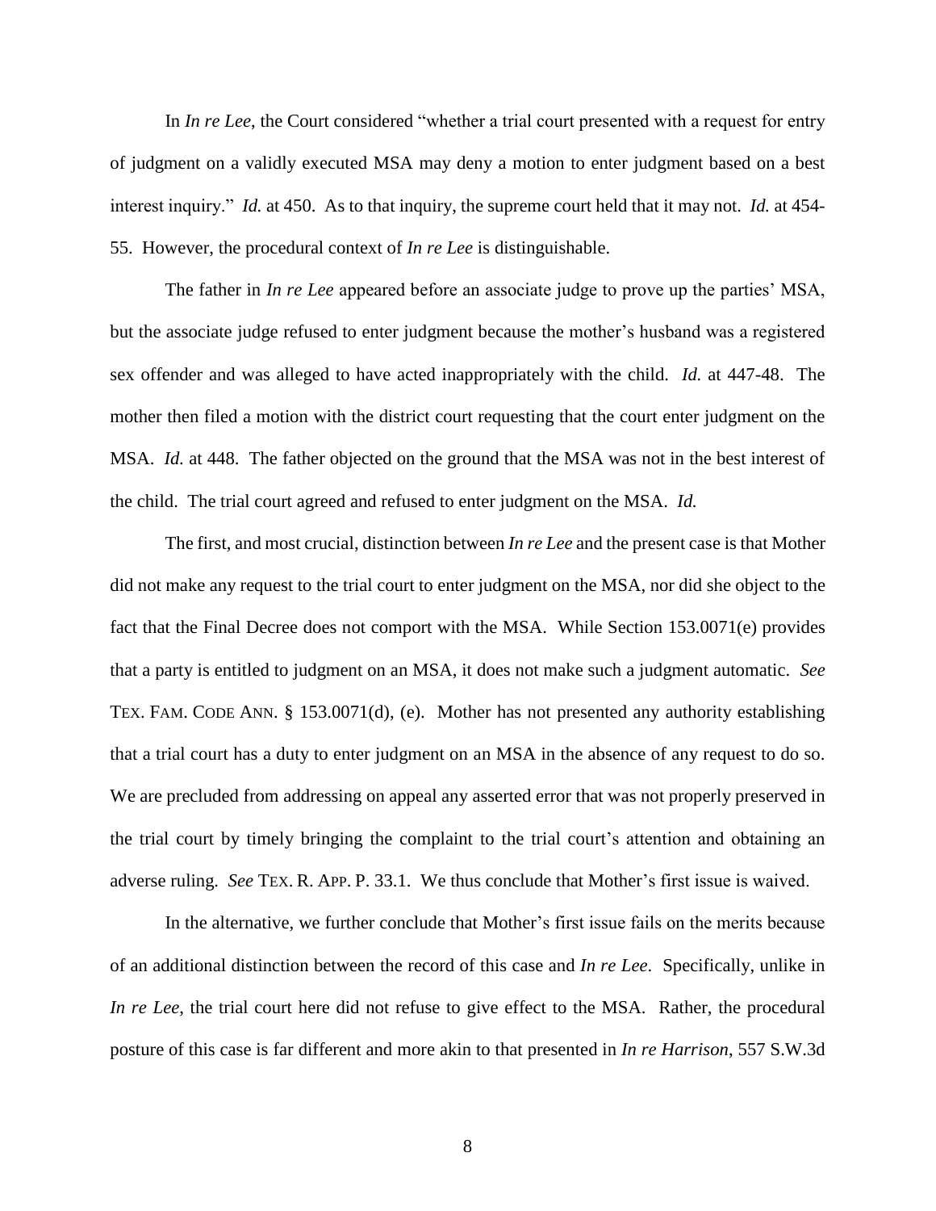In *In re Lee*, the Court considered "whether a trial court presented with a request for entry of judgment on a validly executed MSA may deny a motion to enter judgment based on a best interest inquiry." *Id.* at 450. As to that inquiry, the supreme court held that it may not. *Id.* at 454-55. However, the procedural context of *In re Lee* is distinguishable.

The father in *In re Lee* appeared before an associate judge to prove up the parties' MSA, but the associate judge refused to enter judgment because the mother's husband was a registered sex offender and was alleged to have acted inappropriately with the child. *Id.* at 447-48. The mother then filed a motion with the district court requesting that the court enter judgment on the MSA. *Id.* at 448. The father objected on the ground that the MSA was not in the best interest of the child. The trial court agreed and refused to enter judgment on the MSA. *Id.*

The first, and most crucial, distinction between *In re Lee* and the present case is that Mother did not make any request to the trial court to enter judgment on the MSA, nor did she object to the fact that the Final Decree does not comport with the MSA. While Section 153.0071(e) provides that a party is entitled to judgment on an MSA, it does not make such a judgment automatic. *See* TEX. FAM. CODE ANN. § 153.0071(d), (e). Mother has not presented any authority establishing that a trial court has a duty to enter judgment on an MSA in the absence of any request to do so. We are precluded from addressing on appeal any asserted error that was not properly preserved in the trial court by timely bringing the complaint to the trial court's attention and obtaining an adverse ruling. *See* TEX. R. APP. P. 33.1. We thus conclude that Mother's first issue is waived.

In the alternative, we further conclude that Mother's first issue fails on the merits because of an additional distinction between the record of this case and *In re Lee*. Specifically, unlike in *In re Lee*, the trial court here did not refuse to give effect to the MSA. Rather, the procedural posture of this case is far different and more akin to that presented in *In re Harrison*, 557 S.W.3d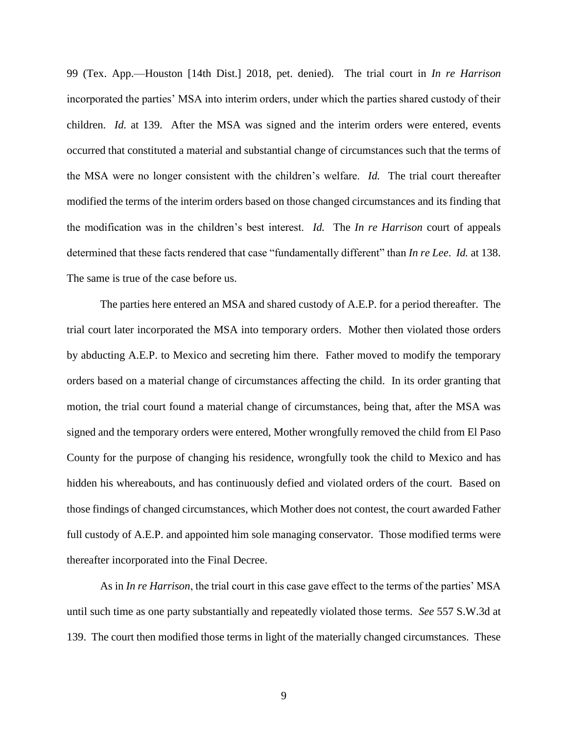99 (Tex. App.—Houston [14th Dist.] 2018, pet. denied). The trial court in *In re Harrison* incorporated the parties' MSA into interim orders, under which the parties shared custody of their children. *Id.* at 139. After the MSA was signed and the interim orders were entered, events occurred that constituted a material and substantial change of circumstances such that the terms of the MSA were no longer consistent with the children's welfare. *Id.* The trial court thereafter modified the terms of the interim orders based on those changed circumstances and its finding that the modification was in the children's best interest. *Id.* The *In re Harrison* court of appeals determined that these facts rendered that case "fundamentally different" than *In re Lee*. *Id.* at 138. The same is true of the case before us.

The parties here entered an MSA and shared custody of A.E.P. for a period thereafter. The trial court later incorporated the MSA into temporary orders. Mother then violated those orders by abducting A.E.P. to Mexico and secreting him there. Father moved to modify the temporary orders based on a material change of circumstances affecting the child. In its order granting that motion, the trial court found a material change of circumstances, being that, after the MSA was signed and the temporary orders were entered, Mother wrongfully removed the child from El Paso County for the purpose of changing his residence, wrongfully took the child to Mexico and has hidden his whereabouts, and has continuously defied and violated orders of the court. Based on those findings of changed circumstances, which Mother does not contest, the court awarded Father full custody of A.E.P. and appointed him sole managing conservator. Those modified terms were thereafter incorporated into the Final Decree.

As in *In re Harrison*, the trial court in this case gave effect to the terms of the parties' MSA until such time as one party substantially and repeatedly violated those terms. *See* 557 S.W.3d at 139. The court then modified those terms in light of the materially changed circumstances. These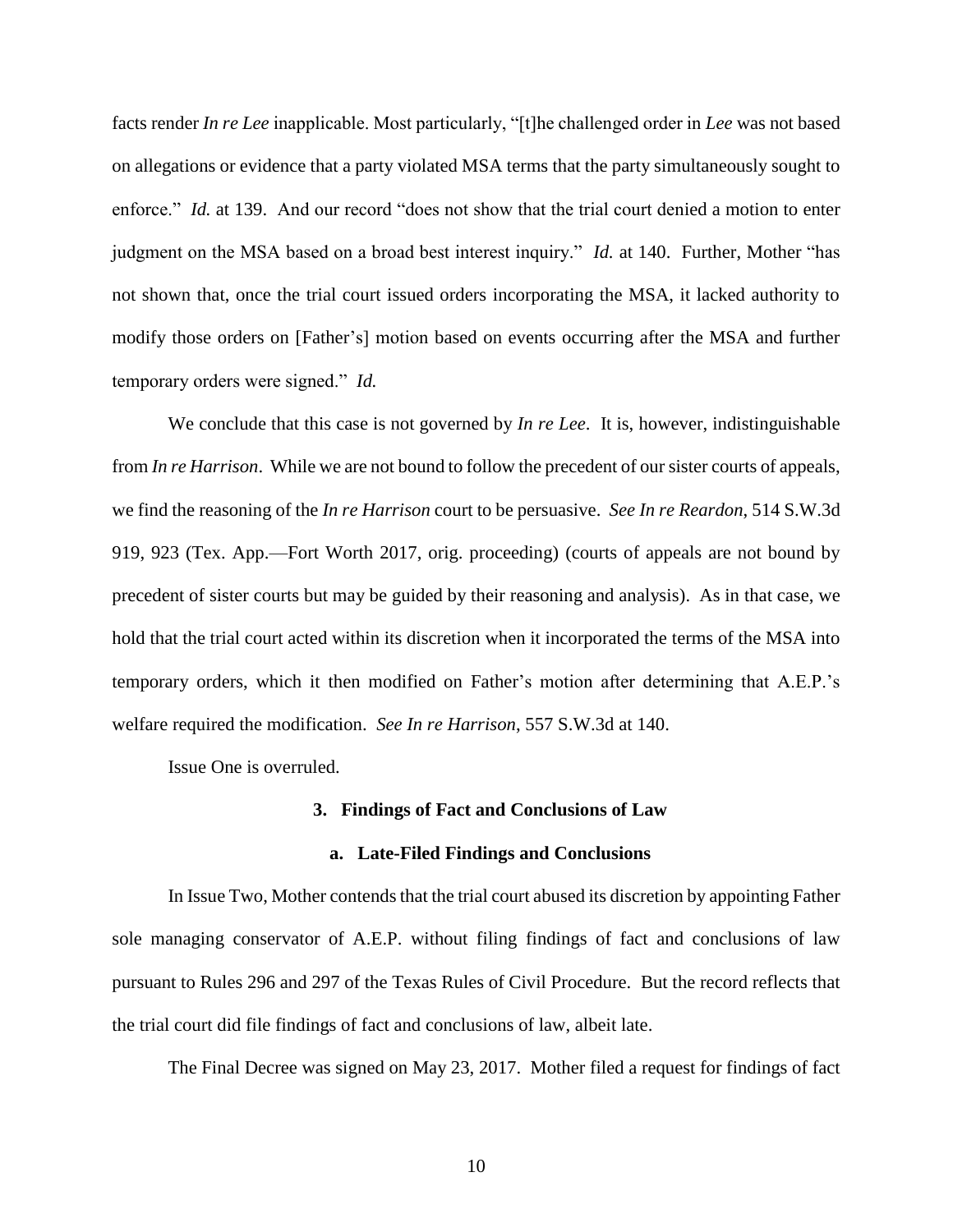facts render *In re Lee* inapplicable. Most particularly, "[t]he challenged order in *Lee* was not based on allegations or evidence that a party violated MSA terms that the party simultaneously sought to enforce." *Id.* at 139. And our record "does not show that the trial court denied a motion to enter judgment on the MSA based on a broad best interest inquiry." *Id.* at 140. Further, Mother "has not shown that, once the trial court issued orders incorporating the MSA, it lacked authority to modify those orders on [Father's] motion based on events occurring after the MSA and further temporary orders were signed." *Id.*

We conclude that this case is not governed by *In re Lee*. It is, however, indistinguishable from *In re Harrison*. While we are not bound to follow the precedent of our sister courts of appeals, we find the reasoning of the *In re Harrison* court to be persuasive. *See In re Reardon*, 514 S.W.3d 919, 923 (Tex. App.—Fort Worth 2017, orig. proceeding) (courts of appeals are not bound by precedent of sister courts but may be guided by their reasoning and analysis). As in that case, we hold that the trial court acted within its discretion when it incorporated the terms of the MSA into temporary orders, which it then modified on Father's motion after determining that A.E.P.'s welfare required the modification. *See In re Harrison*, 557 S.W.3d at 140.

Issue One is overruled.

### 3. Findings of Fact and Conclusions of Law

#### a. Late-Filed Findings and Conclusions

In Issue Two, Mother contends that the trial court abused its discretion by appointing Father sole managing conservator of A.E.P. without filing findings of fact and conclusions of law pursuant to Rules 296 and 297 of the Texas Rules of Civil Procedure. But the record reflects that the trial court did file findings of fact and conclusions of law, albeit late.

The Final Decree was signed on May 23, 2017. Mother filed a request for findings of fact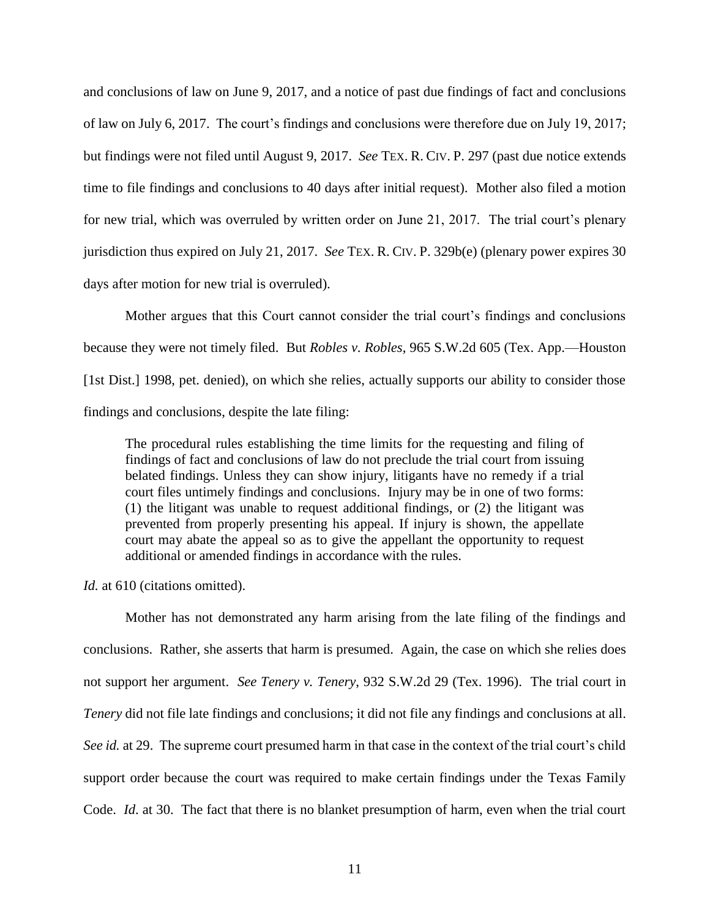and conclusions of law on June 9, 2017, and a notice of past due findings of fact and conclusions of law on July 6, 2017. The court's findings and conclusions were therefore due on July 19, 2017; but findings were not filed until August 9, 2017. *See* TEX. R. CIV. P. 297 (past due notice extends time to file findings and conclusions to 40 days after initial request). Mother also filed a motion for new trial, which was overruled by written order on June 21, 2017. The trial court's plenary jurisdiction thus expired on July 21, 2017. *See* TEX. R. CIV. P. 329b(e) (plenary power expires 30 days after motion for new trial is overruled).

Mother argues that this Court cannot consider the trial court's findings and conclusions because they were not timely filed. But *Robles v. Robles*, 965 S.W.2d 605 (Tex. App.—Houston [1st Dist.] 1998, pet. denied), on which she relies, actually supports our ability to consider those findings and conclusions, despite the late filing:

> The procedural rules establishing the time limits for the requesting and filing of findings of fact and conclusions of law do not preclude the trial court from issuing belated findings. Unless they can show injury, litigants have no remedy if a trial court files untimely findings and conclusions. Injury may be in one of two forms: (1) the litigant was unable to request additional findings, or (2) the litigant was prevented from properly presenting his appeal. If injury is shown, the appellate court may abate the appeal so as to give the appellant the opportunity to request additional or amended findings in accordance with the rules.

*Id.* at 610 (citations omitted).

Mother has not demonstrated any harm arising from the late filing of the findings and conclusions. Rather, she asserts that harm is presumed. Again, the case on which she relies does not support her argument. *See Tenery v. Tenery*, 932 S.W.2d 29 (Tex. 1996). The trial court in *Tenery* did not file late findings and conclusions; it did not file any findings and conclusions at all. *See id.* at 29. The supreme court presumed harm in that case in the context of the trial court's child support order because the court was required to make certain findings under the Texas Family Code. *Id*. at 30. The fact that there is no blanket presumption of harm, even when the trial court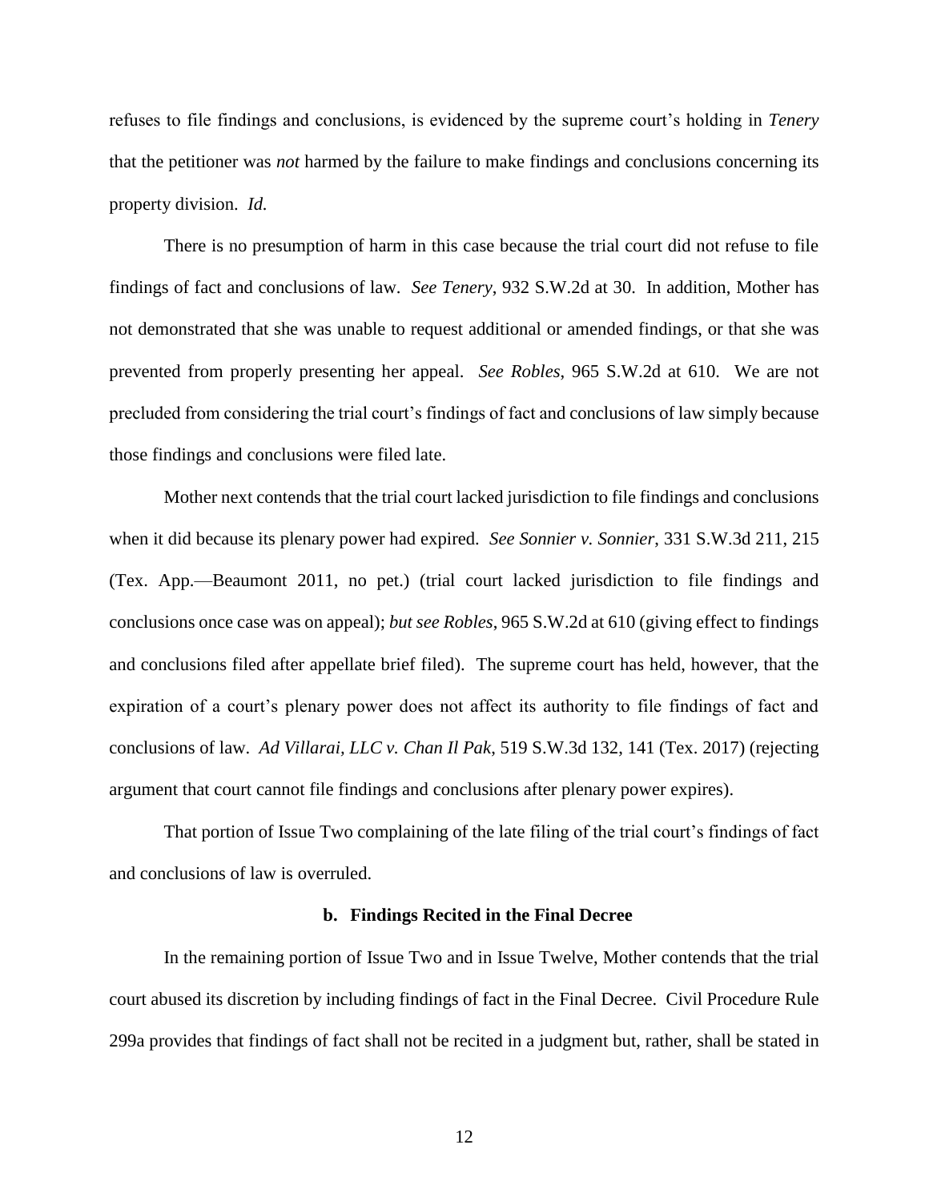refuses to file findings and conclusions, is evidenced by the supreme court's holding in *Tenery* that the petitioner was *not* harmed by the failure to make findings and conclusions concerning its property division. *Id.*

There is no presumption of harm in this case because the trial court did not refuse to file findings of fact and conclusions of law. *See Tenery*, 932 S.W.2d at 30. In addition, Mother has not demonstrated that she was unable to request additional or amended findings, or that she was prevented from properly presenting her appeal. *See Robles*, 965 S.W.2d at 610. We are not precluded from considering the trial court's findings of fact and conclusions of law simply because those findings and conclusions were filed late.

Mother next contends that the trial court lacked jurisdiction to file findings and conclusions when it did because its plenary power had expired. *See Sonnier v. Sonnier*, 331 S.W.3d 211, 215 (Tex. App.—Beaumont 2011, no pet.) (trial court lacked jurisdiction to file findings and conclusions once case was on appeal); *but see Robles*, 965 S.W.2d at 610 (giving effect to findings and conclusions filed after appellate brief filed). The supreme court has held, however, that the expiration of a court's plenary power does not affect its authority to file findings of fact and conclusions of law. *Ad Villarai, LLC v. Chan Il Pak*, 519 S.W.3d 132, 141 (Tex. 2017) (rejecting argument that court cannot file findings and conclusions after plenary power expires).

That portion of Issue Two complaining of the late filing of the trial court's findings of fact and conclusions of law is overruled.

**b. Findings Recited in the Final Decree**

In the remaining portion of Issue Two and in Issue Twelve, Mother contends that the trial court abused its discretion by including findings of fact in the Final Decree. Civil Procedure Rule 299a provides that findings of fact shall not be recited in a judgment but, rather, shall be stated in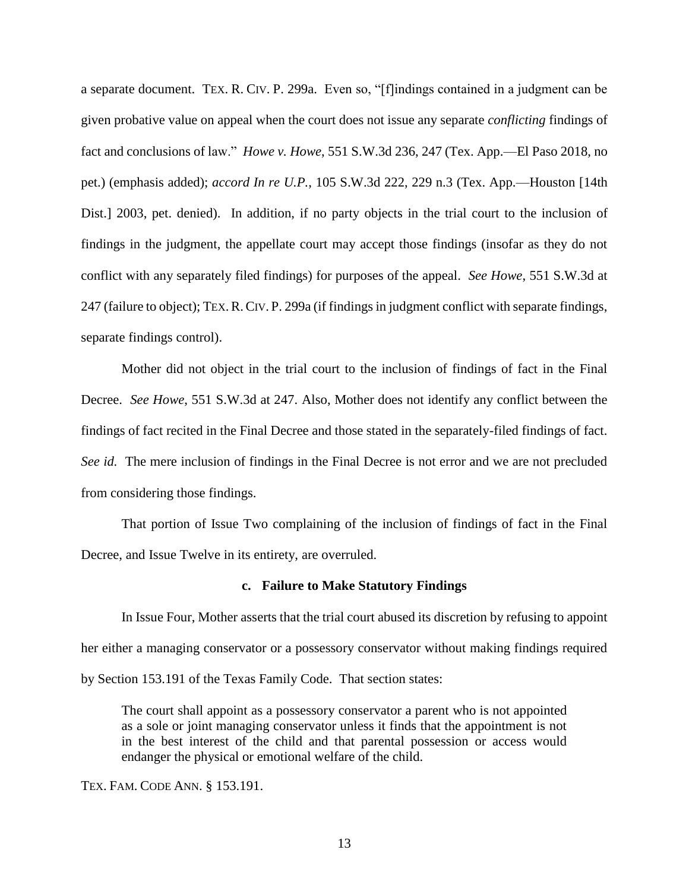a separate document. TEX. R. CIV. P. 299a. Even so, "[f]indings contained in a judgment can be given probative value on appeal when the court does not issue any separate *conflicting* findings of fact and conclusions of law." *Howe v. Howe*, 551 S.W.3d 236, 247 (Tex. App.—El Paso 2018, no pet.) (emphasis added); *accord In re U.P.*, 105 S.W.3d 222, 229 n.3 (Tex. App.—Houston [14th Dist.] 2003, pet. denied). In addition, if no party objects in the trial court to the inclusion of findings in the judgment, the appellate court may accept those findings (insofar as they do not conflict with any separately filed findings) for purposes of the appeal. *See Howe*, 551 S.W.3d at 247 (failure to object); TEX. R. CIV. P. 299a (if findings in judgment conflict with separate findings, separate findings control).

Mother did not object in the trial court to the inclusion of findings of fact in the Final Decree. *See Howe*, 551 S.W.3d at 247. Also, Mother does not identify any conflict between the findings of fact recited in the Final Decree and those stated in the separately-filed findings of fact. *See id.* The mere inclusion of findings in the Final Decree is not error and we are not precluded from considering those findings.

That portion of Issue Two complaining of the inclusion of findings of fact in the Final Decree, and Issue Twelve in its entirety, are overruled.

**c. Failure to Make Statutory Findings**

In Issue Four, Mother asserts that the trial court abused its discretion by refusing to appoint her either a managing conservator or a possessory conservator without making findings required by Section 153.191 of the Texas Family Code. That section states:

> The court shall appoint as a possessory conservator a parent who is not appointed as a sole or joint managing conservator unless it finds that the appointment is not in the best interest of the child and that parental possession or access would endanger the physical or emotional welfare of the child.

TEX. FAM. CODE ANN. § 153.191.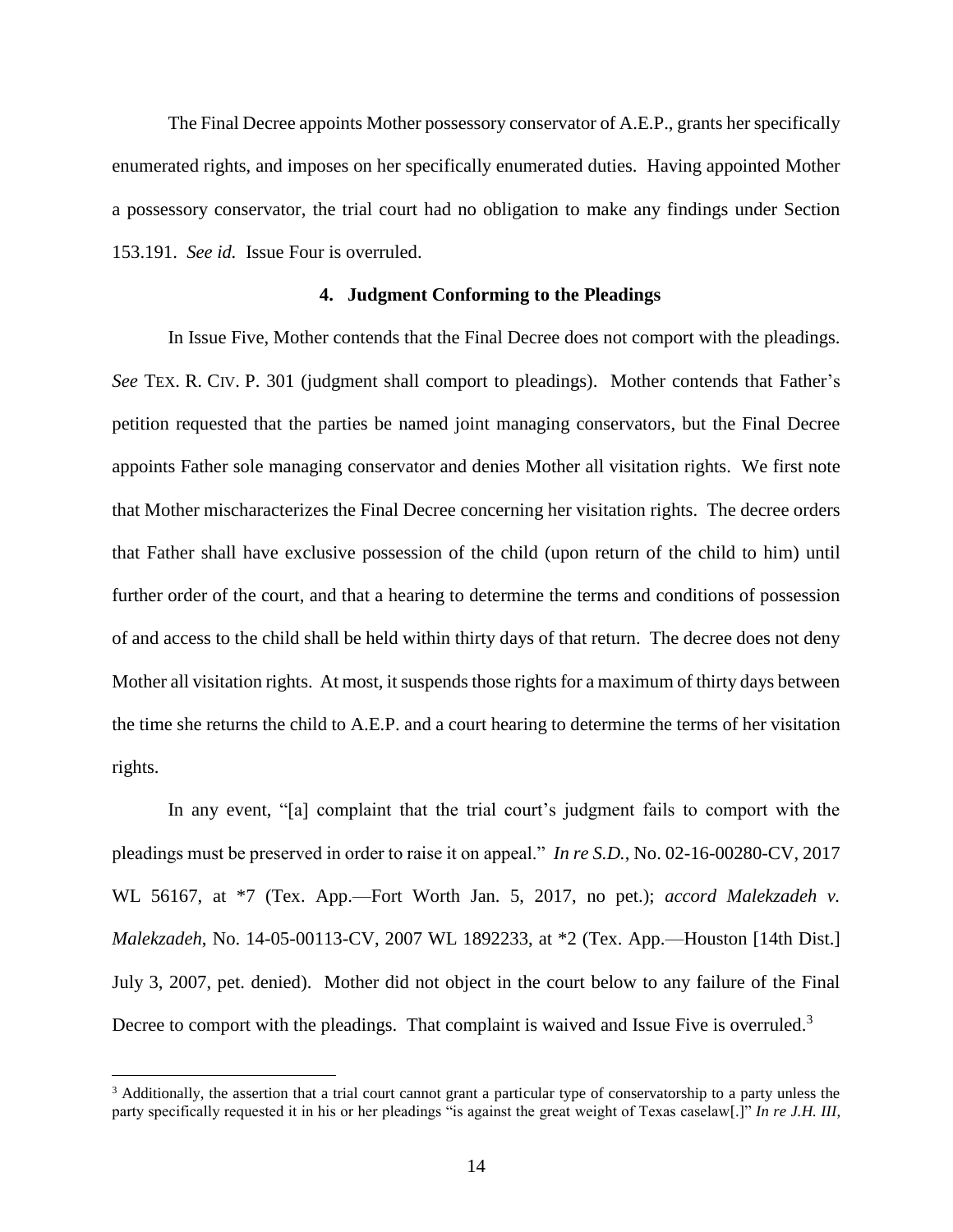The Final Decree appoints Mother possessory conservator of A.E.P., grants her specifically enumerated rights, and imposes on her specifically enumerated duties. Having appointed Mother a possessory conservator, the trial court had no obligation to make any findings under Section 153.191. *See id.* Issue Four is overruled.

### 4. Judgment Conforming to the Pleadings

In Issue Five, Mother contends that the Final Decree does not comport with the pleadings. *See* TEX. R. CIV. P. 301 (judgment shall comport to pleadings). Mother contends that Father's petition requested that the parties be named joint managing conservators, but the Final Decree appoints Father sole managing conservator and denies Mother all visitation rights. We first note that Mother mischaracterizes the Final Decree concerning her visitation rights. The decree orders that Father shall have exclusive possession of the child (upon return of the child to him) until further order of the court, and that a hearing to determine the terms and conditions of possession of and access to the child shall be held within thirty days of that return. The decree does not deny Mother all visitation rights. At most, it suspends those rights for a maximum of thirty days between the time she returns the child to A.E.P. and a court hearing to determine the terms of her visitation rights.

In any event, "[a] complaint that the trial court's judgment fails to comport with the pleadings must be preserved in order to raise it on appeal." *In re S.D.*, No. 02-16-00280-CV, 2017 WL 56167, at *7 (Tex. App.—Fort Worth Jan. 5, 2017, no pet.); *accord Malekzadeh v. Malekzadeh*, No. 14-05-00113-CV, 2007 WL 1892233, at *2 (Tex. App.—Houston [14th Dist.] July 3, 2007, pet. denied). Mother did not object in the court below to any failure of the Final Decree to comport with the pleadings. That complaint is waived and Issue Five is overruled.[3]

[3] Additionally, the assertion that a trial court cannot grant a particular type of conservatorship to a party unless the party specifically requested it in his or her pleadings "is against the great weight of Texas caselaw[.]" *In re J.H. III*,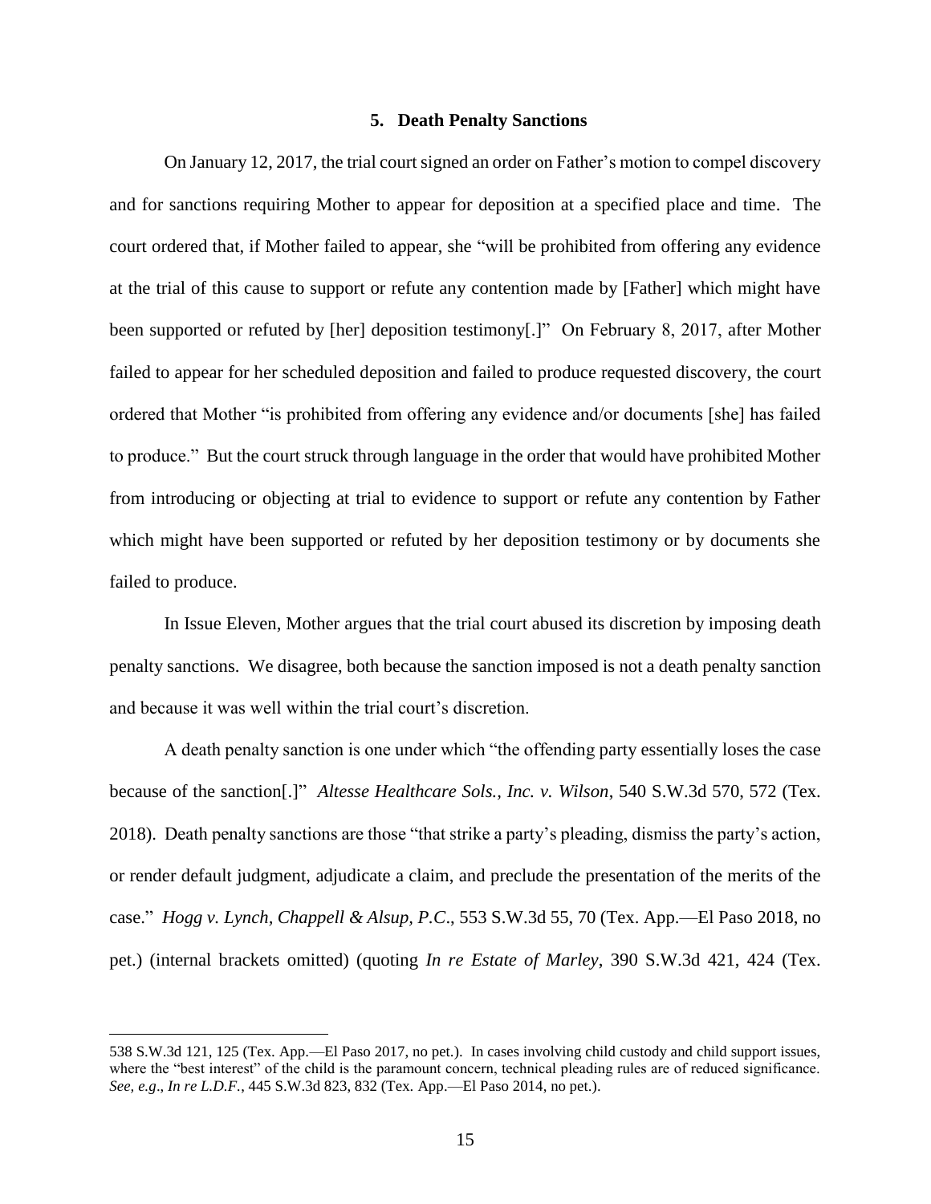### 5. Death Penalty Sanctions

On January 12, 2017, the trial court signed an order on Father's motion to compel discovery and for sanctions requiring Mother to appear for deposition at a specified place and time. The court ordered that, if Mother failed to appear, she "will be prohibited from offering any evidence at the trial of this cause to support or refute any contention made by [Father] which might have been supported or refuted by [her] deposition testimony[.]" On February 8, 2017, after Mother failed to appear for her scheduled deposition and failed to produce requested discovery, the court ordered that Mother "is prohibited from offering any evidence and/or documents [she] has failed to produce." But the court struck through language in the order that would have prohibited Mother from introducing or objecting at trial to evidence to support or refute any contention by Father which might have been supported or refuted by her deposition testimony or by documents she failed to produce.

In Issue Eleven, Mother argues that the trial court abused its discretion by imposing death penalty sanctions. We disagree, both because the sanction imposed is not a death penalty sanction and because it was well within the trial court's discretion.

A death penalty sanction is one under which "the offending party essentially loses the case because of the sanction[.]" *Altesse Healthcare Sols., Inc. v. Wilson*, 540 S.W.3d 570, 572 (Tex. 2018). Death penalty sanctions are those "that strike a party's pleading, dismiss the party's action, or render default judgment, adjudicate a claim, and preclude the presentation of the merits of the case." *Hogg v. Lynch, Chappell & Alsup, P.C*., 553 S.W.3d 55, 70 (Tex. App.—El Paso 2018, no pet.) (internal brackets omitted) (quoting *In re Estate of Marley*, 390 S.W.3d 421, 424 (Tex.

---

538 S.W.3d 121, 125 (Tex. App.—El Paso 2017, no pet.). In cases involving child custody and child support issues, where the "best interest" of the child is the paramount concern, technical pleading rules are of reduced significance. *See, e.g*., *In re L.D.F.*, 445 S.W.3d 823, 832 (Tex. App.—El Paso 2014, no pet.).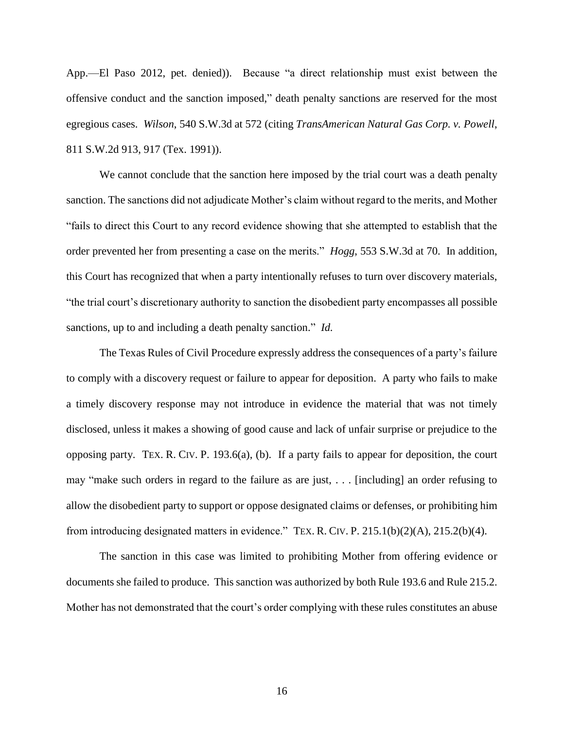App.—El Paso 2012, pet. denied)). Because "a direct relationship must exist between the offensive conduct and the sanction imposed," death penalty sanctions are reserved for the most egregious cases. *Wilson*, 540 S.W.3d at 572 (citing *TransAmerican Natural Gas Corp. v. Powell*, 811 S.W.2d 913, 917 (Tex. 1991)).

We cannot conclude that the sanction here imposed by the trial court was a death penalty sanction. The sanctions did not adjudicate Mother's claim without regard to the merits, and Mother "fails to direct this Court to any record evidence showing that she attempted to establish that the order prevented her from presenting a case on the merits." *Hogg*, 553 S.W.3d at 70. In addition, this Court has recognized that when a party intentionally refuses to turn over discovery materials, "the trial court's discretionary authority to sanction the disobedient party encompasses all possible sanctions, up to and including a death penalty sanction." *Id.*

The Texas Rules of Civil Procedure expressly address the consequences of a party's failure to comply with a discovery request or failure to appear for deposition. A party who fails to make a timely discovery response may not introduce in evidence the material that was not timely disclosed, unless it makes a showing of good cause and lack of unfair surprise or prejudice to the opposing party. TEX. R. CIV. P. 193.6(a), (b). If a party fails to appear for deposition, the court may "make such orders in regard to the failure as are just, . . . [including] an order refusing to allow the disobedient party to support or oppose designated claims or defenses, or prohibiting him from introducing designated matters in evidence." TEX. R. CIV. P. 215.1(b)(2)(A), 215.2(b)(4).

The sanction in this case was limited to prohibiting Mother from offering evidence or documents she failed to produce. This sanction was authorized by both Rule 193.6 and Rule 215.2. Mother has not demonstrated that the court's order complying with these rules constitutes an abuse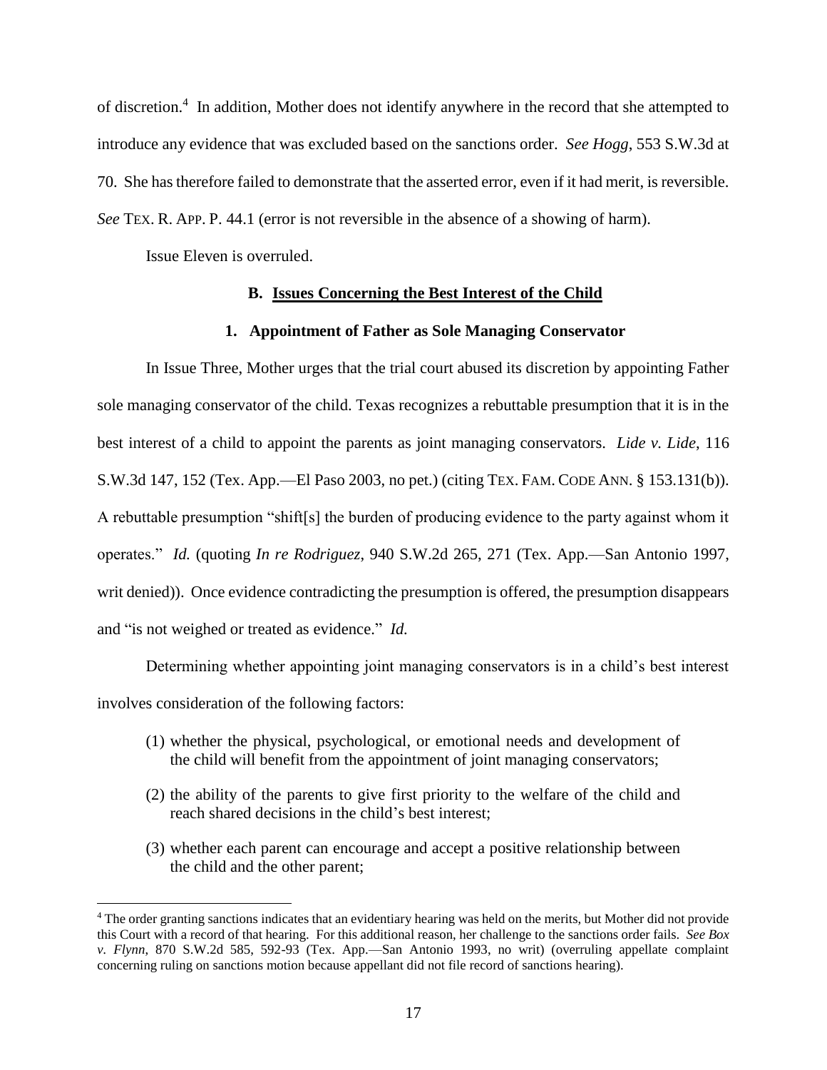of discretion.[4] In addition, Mother does not identify anywhere in the record that she attempted to introduce any evidence that was excluded based on the sanctions order. *See Hogg*, 553 S.W.3d at 70. She has therefore failed to demonstrate that the asserted error, even if it had merit, is reversible. *See* TEX. R. APP. P. 44.1 (error is not reversible in the absence of a showing of harm).

Issue Eleven is overruled.

### B. Issues Concerning the Best Interest of the Child

#### 1. Appointment of Father as Sole Managing Conservator

In Issue Three, Mother urges that the trial court abused its discretion by appointing Father sole managing conservator of the child. Texas recognizes a rebuttable presumption that it is in the best interest of a child to appoint the parents as joint managing conservators. *Lide v. Lide*, 116 S.W.3d 147, 152 (Tex. App.—El Paso 2003, no pet.) (citing TEX. FAM. CODE ANN. § 153.131(b)). A rebuttable presumption "shift[s] the burden of producing evidence to the party against whom it operates." *Id.* (quoting *In re Rodriguez*, 940 S.W.2d 265, 271 (Tex. App.—San Antonio 1997, writ denied)). Once evidence contradicting the presumption is offered, the presumption disappears and "is not weighed or treated as evidence." *Id.*

Determining whether appointing joint managing conservators is in a child's best interest involves consideration of the following factors:

> (1) whether the physical, psychological, or emotional needs and development of the child will benefit from the appointment of joint managing conservators;
>
> (2) the ability of the parents to give first priority to the welfare of the child and reach shared decisions in the child's best interest;
>
> (3) whether each parent can encourage and accept a positive relationship between the child and the other parent;

---

[4] The order granting sanctions indicates that an evidentiary hearing was held on the merits, but Mother did not provide this Court with a record of that hearing. For this additional reason, her challenge to the sanctions order fails. *See Box v. Flynn*, 870 S.W.2d 585, 592-93 (Tex. App.—San Antonio 1993, no writ) (overruling appellate complaint concerning ruling on sanctions motion because appellant did not file record of sanctions hearing).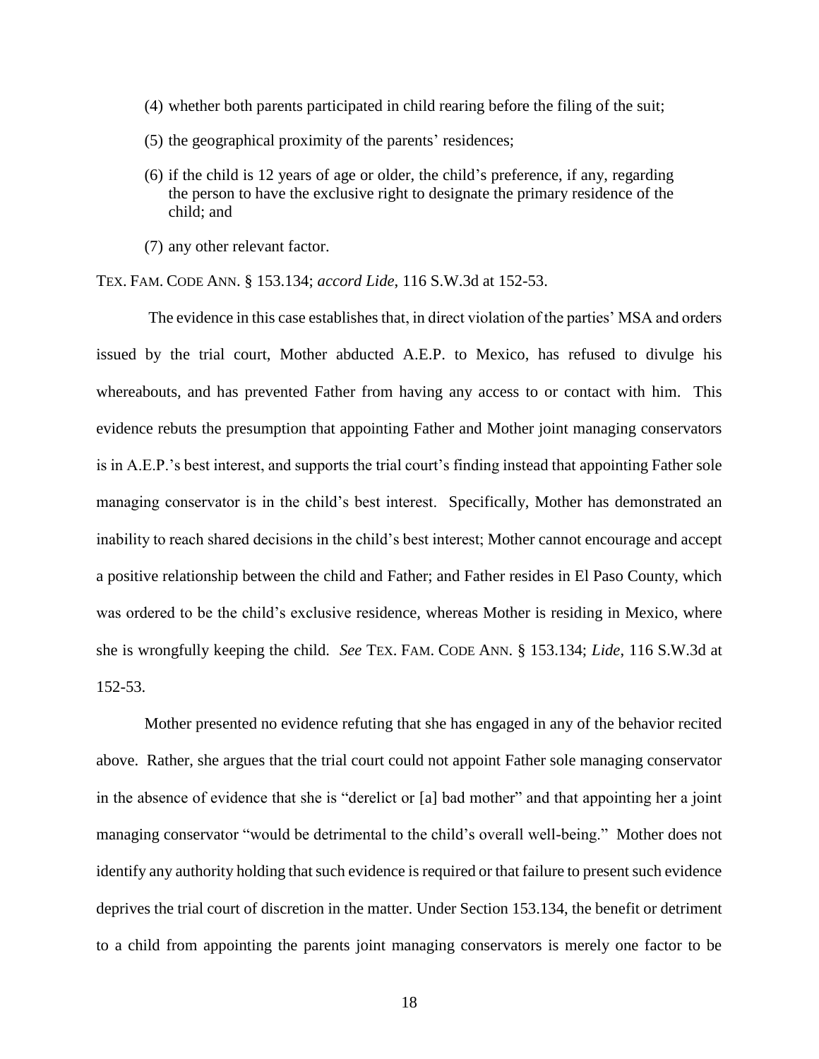(4) whether both parents participated in child rearing before the filing of the suit;

(5) the geographical proximity of the parents' residences;

(6) if the child is 12 years of age or older, the child's preference, if any, regarding the person to have the exclusive right to designate the primary residence of the child; and

(7) any other relevant factor.

TEX. FAM. CODE ANN. § 153.134; *accord Lide*, 116 S.W.3d at 152-53.

The evidence in this case establishes that, in direct violation of the parties' MSA and orders issued by the trial court, Mother abducted A.E.P. to Mexico, has refused to divulge his whereabouts, and has prevented Father from having any access to or contact with him. This evidence rebuts the presumption that appointing Father and Mother joint managing conservators is in A.E.P.'s best interest, and supports the trial court's finding instead that appointing Father sole managing conservator is in the child's best interest. Specifically, Mother has demonstrated an inability to reach shared decisions in the child's best interest; Mother cannot encourage and accept a positive relationship between the child and Father; and Father resides in El Paso County, which was ordered to be the child's exclusive residence, whereas Mother is residing in Mexico, where she is wrongfully keeping the child. *See* TEX. FAM. CODE ANN. § 153.134; *Lide*, 116 S.W.3d at 152-53.

Mother presented no evidence refuting that she has engaged in any of the behavior recited above. Rather, she argues that the trial court could not appoint Father sole managing conservator in the absence of evidence that she is "derelict or [a] bad mother" and that appointing her a joint managing conservator "would be detrimental to the child's overall well-being." Mother does not identify any authority holding that such evidence is required or that failure to present such evidence deprives the trial court of discretion in the matter. Under Section 153.134, the benefit or detriment to a child from appointing the parents joint managing conservators is merely one factor to be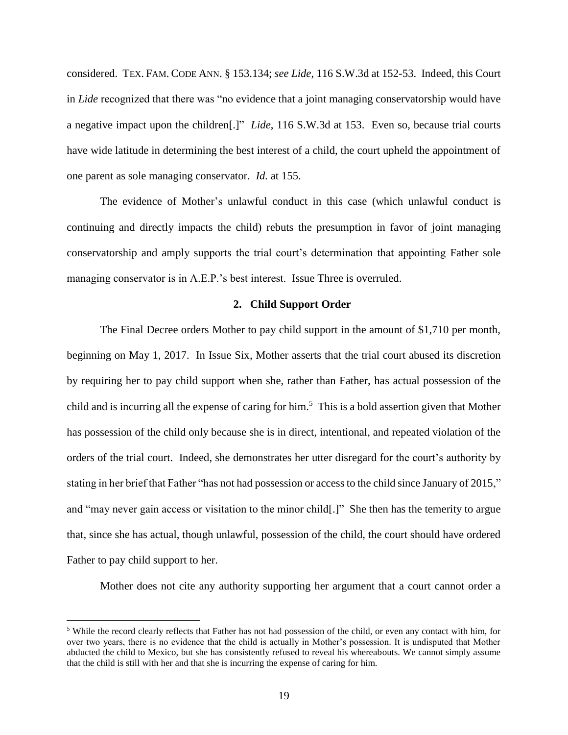considered. TEX. FAM. CODE ANN. § 153.134; *see Lide*, 116 S.W.3d at 152-53. Indeed, this Court in *Lide* recognized that there was "no evidence that a joint managing conservatorship would have a negative impact upon the children[.]" *Lide*, 116 S.W.3d at 153. Even so, because trial courts have wide latitude in determining the best interest of a child, the court upheld the appointment of one parent as sole managing conservator. *Id.* at 155.

The evidence of Mother's unlawful conduct in this case (which unlawful conduct is continuing and directly impacts the child) rebuts the presumption in favor of joint managing conservatorship and amply supports the trial court's determination that appointing Father sole managing conservator is in A.E.P.'s best interest. Issue Three is overruled.

**2. Child Support Order**

The Final Decree orders Mother to pay child support in the amount of $1,710 per month, beginning on May 1, 2017. In Issue Six, Mother asserts that the trial court abused its discretion by requiring her to pay child support when she, rather than Father, has actual possession of the child and is incurring all the expense of caring for him.[5] This is a bold assertion given that Mother has possession of the child only because she is in direct, intentional, and repeated violation of the orders of the trial court. Indeed, she demonstrates her utter disregard for the court's authority by stating in her brief that Father "has not had possession or access to the child since January of 2015," and "may never gain access or visitation to the minor child[.]" She then has the temerity to argue that, since she has actual, though unlawful, possession of the child, the court should have ordered Father to pay child support to her.

Mother does not cite any authority supporting her argument that a court cannot order a

---

[5] While the record clearly reflects that Father has not had possession of the child, or even any contact with him, for over two years, there is no evidence that the child is actually in Mother's possession. It is undisputed that Mother abducted the child to Mexico, but she has consistently refused to reveal his whereabouts. We cannot simply assume that the child is still with her and that she is incurring the expense of caring for him.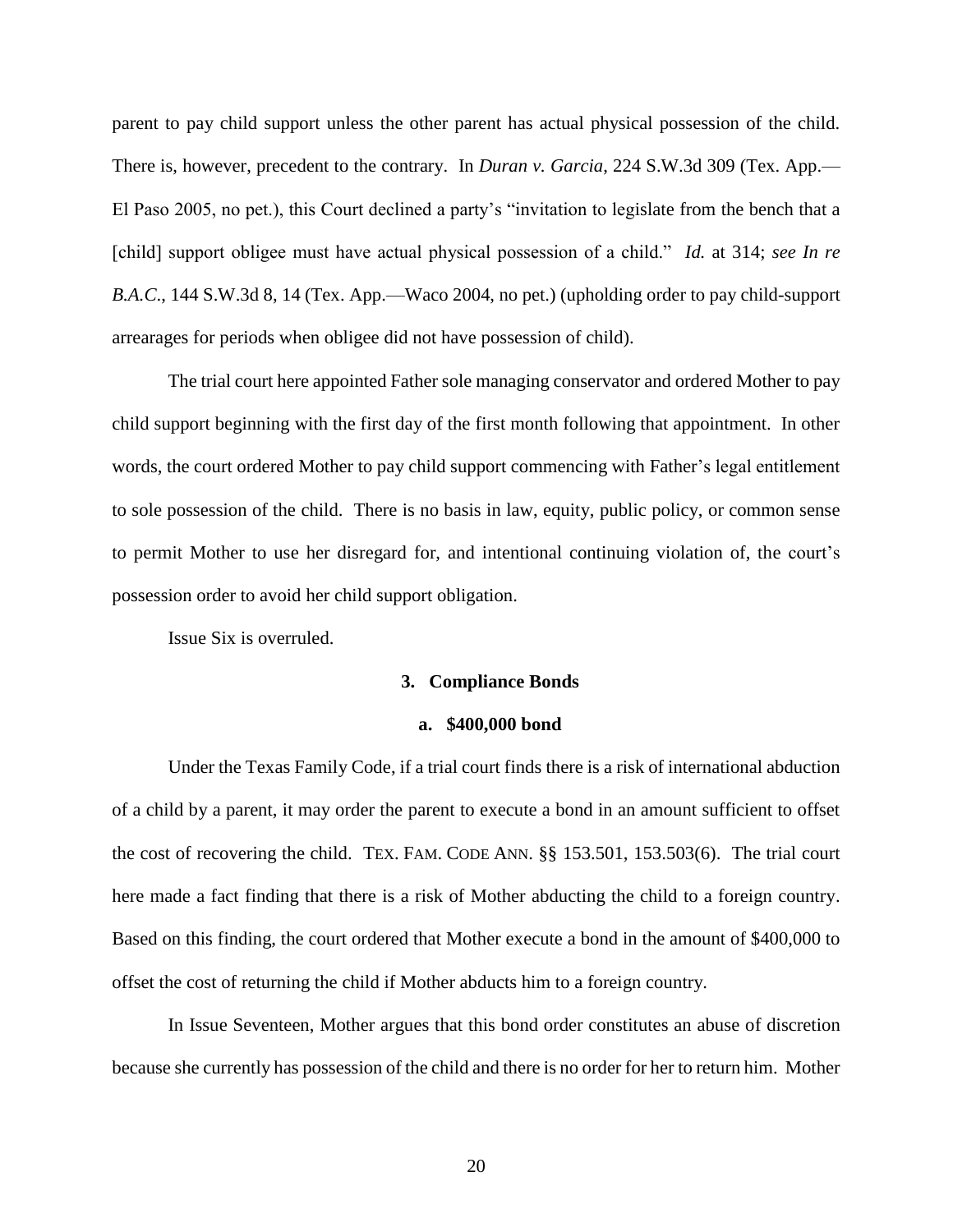parent to pay child support unless the other parent has actual physical possession of the child. There is, however, precedent to the contrary. In *Duran v. Garcia*, 224 S.W.3d 309 (Tex. App.—El Paso 2005, no pet.), this Court declined a party's "invitation to legislate from the bench that a [child] support obligee must have actual physical possession of a child." *Id.* at 314; *see In re B.A.C.*, 144 S.W.3d 8, 14 (Tex. App.—Waco 2004, no pet.) (upholding order to pay child-support arrearages for periods when obligee did not have possession of child).

The trial court here appointed Father sole managing conservator and ordered Mother to pay child support beginning with the first day of the first month following that appointment. In other words, the court ordered Mother to pay child support commencing with Father's legal entitlement to sole possession of the child. There is no basis in law, equity, public policy, or common sense to permit Mother to use her disregard for, and intentional continuing violation of, the court's possession order to avoid her child support obligation.

Issue Six is overruled.

### 3. Compliance Bonds

#### a. $400,000 bond

Under the Texas Family Code, if a trial court finds there is a risk of international abduction of a child by a parent, it may order the parent to execute a bond in an amount sufficient to offset the cost of recovering the child. TEX. FAM. CODE ANN. §§ 153.501, 153.503(6). The trial court here made a fact finding that there is a risk of Mother abducting the child to a foreign country. Based on this finding, the court ordered that Mother execute a bond in the amount of $400,000 to offset the cost of returning the child if Mother abducts him to a foreign country.

In Issue Seventeen, Mother argues that this bond order constitutes an abuse of discretion because she currently has possession of the child and there is no order for her to return him. Mother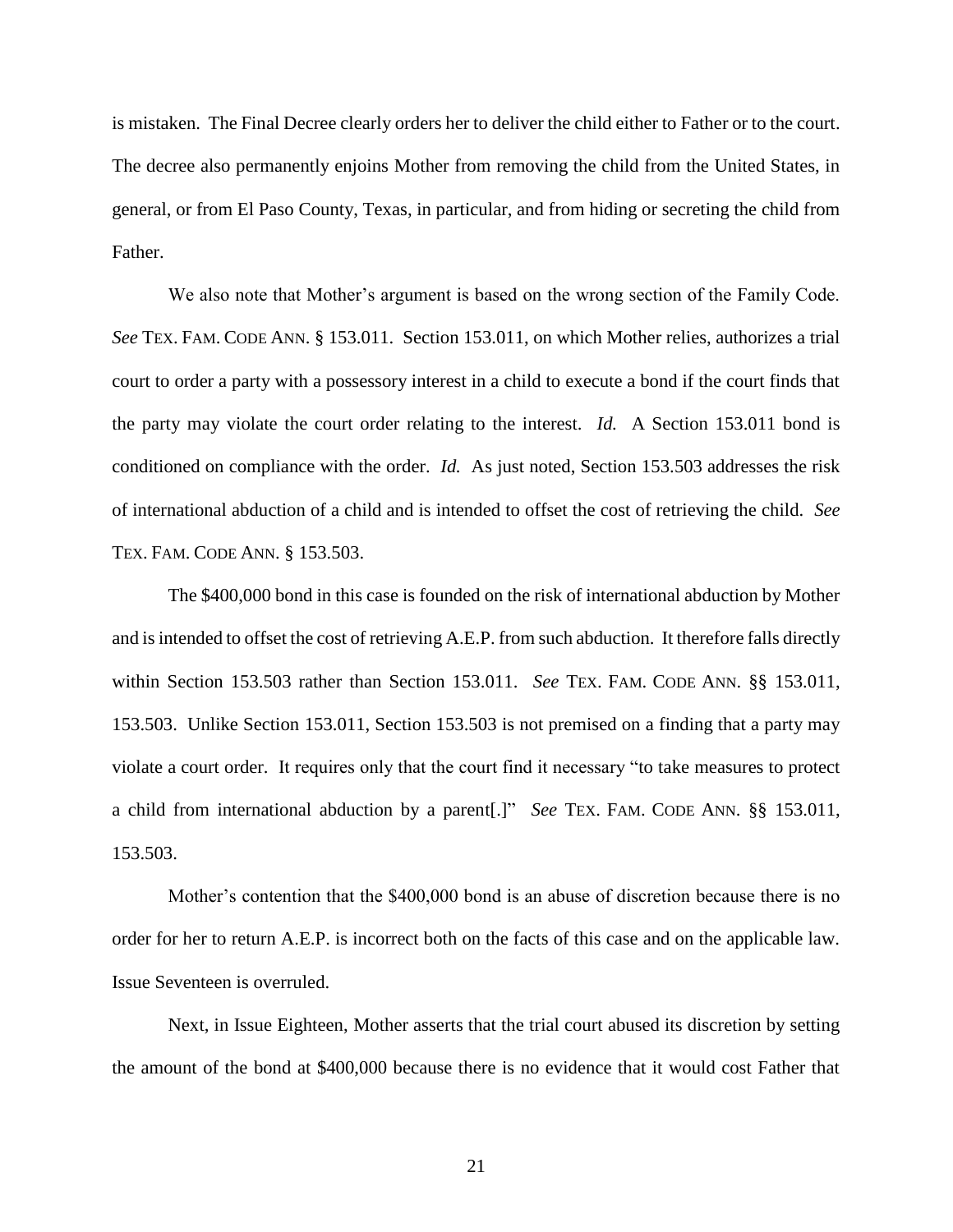is mistaken. The Final Decree clearly orders her to deliver the child either to Father or to the court. The decree also permanently enjoins Mother from removing the child from the United States, in general, or from El Paso County, Texas, in particular, and from hiding or secreting the child from Father.

We also note that Mother's argument is based on the wrong section of the Family Code. *See* TEX. FAM. CODE ANN. § 153.011. Section 153.011, on which Mother relies, authorizes a trial court to order a party with a possessory interest in a child to execute a bond if the court finds that the party may violate the court order relating to the interest. *Id.* A Section 153.011 bond is conditioned on compliance with the order. *Id.* As just noted, Section 153.503 addresses the risk of international abduction of a child and is intended to offset the cost of retrieving the child. *See* TEX. FAM. CODE ANN. § 153.503.

The $400,000 bond in this case is founded on the risk of international abduction by Mother and is intended to offset the cost of retrieving A.E.P. from such abduction. It therefore falls directly within Section 153.503 rather than Section 153.011. *See* TEX. FAM. CODE ANN. §§ 153.011, 153.503. Unlike Section 153.011, Section 153.503 is not premised on a finding that a party may violate a court order. It requires only that the court find it necessary "to take measures to protect a child from international abduction by a parent[.]" *See* TEX. FAM. CODE ANN. §§ 153.011, 153.503.

Mother's contention that the $400,000 bond is an abuse of discretion because there is no order for her to return A.E.P. is incorrect both on the facts of this case and on the applicable law. Issue Seventeen is overruled.

Next, in Issue Eighteen, Mother asserts that the trial court abused its discretion by setting the amount of the bond at $400,000 because there is no evidence that it would cost Father that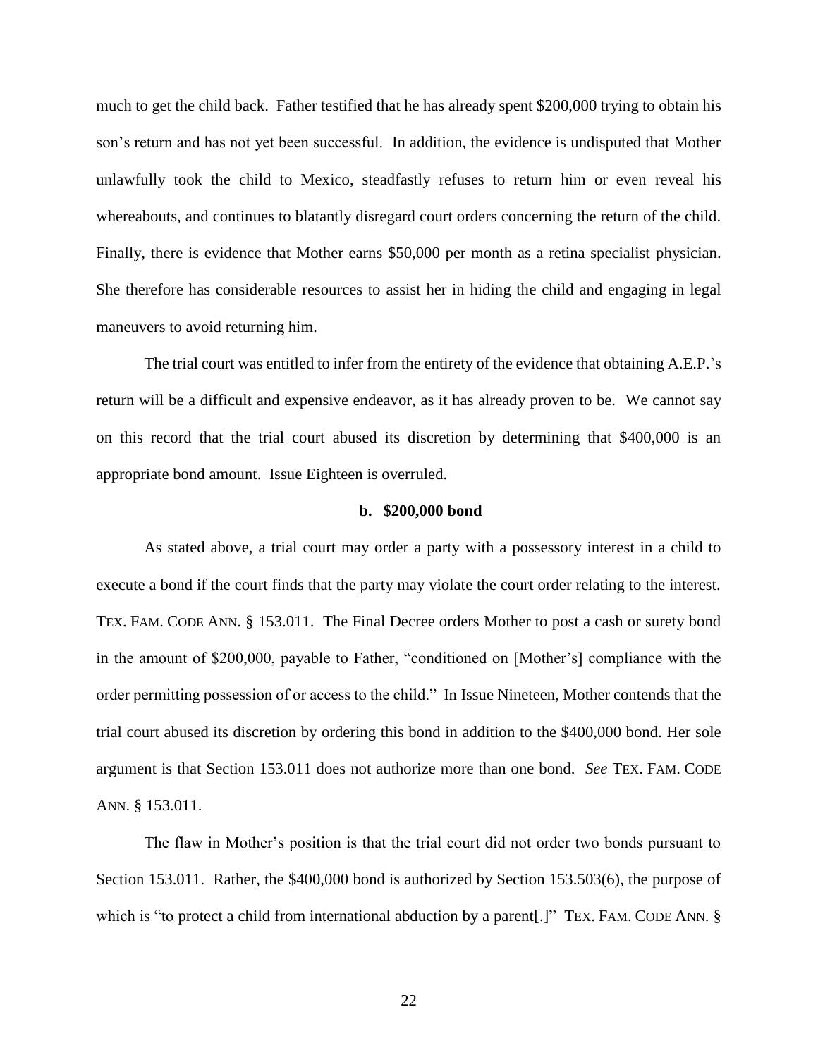much to get the child back. Father testified that he has already spent $200,000 trying to obtain his son's return and has not yet been successful. In addition, the evidence is undisputed that Mother unlawfully took the child to Mexico, steadfastly refuses to return him or even reveal his whereabouts, and continues to blatantly disregard court orders concerning the return of the child. Finally, there is evidence that Mother earns $50,000 per month as a retina specialist physician. She therefore has considerable resources to assist her in hiding the child and engaging in legal maneuvers to avoid returning him.

The trial court was entitled to infer from the entirety of the evidence that obtaining A.E.P.'s return will be a difficult and expensive endeavor, as it has already proven to be. We cannot say on this record that the trial court abused its discretion by determining that $400,000 is an appropriate bond amount. Issue Eighteen is overruled.

**b. $200,000 bond**

As stated above, a trial court may order a party with a possessory interest in a child to execute a bond if the court finds that the party may violate the court order relating to the interest. TEX. FAM. CODE ANN. § 153.011. The Final Decree orders Mother to post a cash or surety bond in the amount of $200,000, payable to Father, "conditioned on [Mother's] compliance with the order permitting possession of or access to the child." In Issue Nineteen, Mother contends that the trial court abused its discretion by ordering this bond in addition to the $400,000 bond. Her sole argument is that Section 153.011 does not authorize more than one bond. *See* TEX. FAM. CODE ANN. § 153.011.

The flaw in Mother's position is that the trial court did not order two bonds pursuant to Section 153.011. Rather, the $400,000 bond is authorized by Section 153.503(6), the purpose of which is "to protect a child from international abduction by a parent[.]" TEX. FAM. CODE ANN. §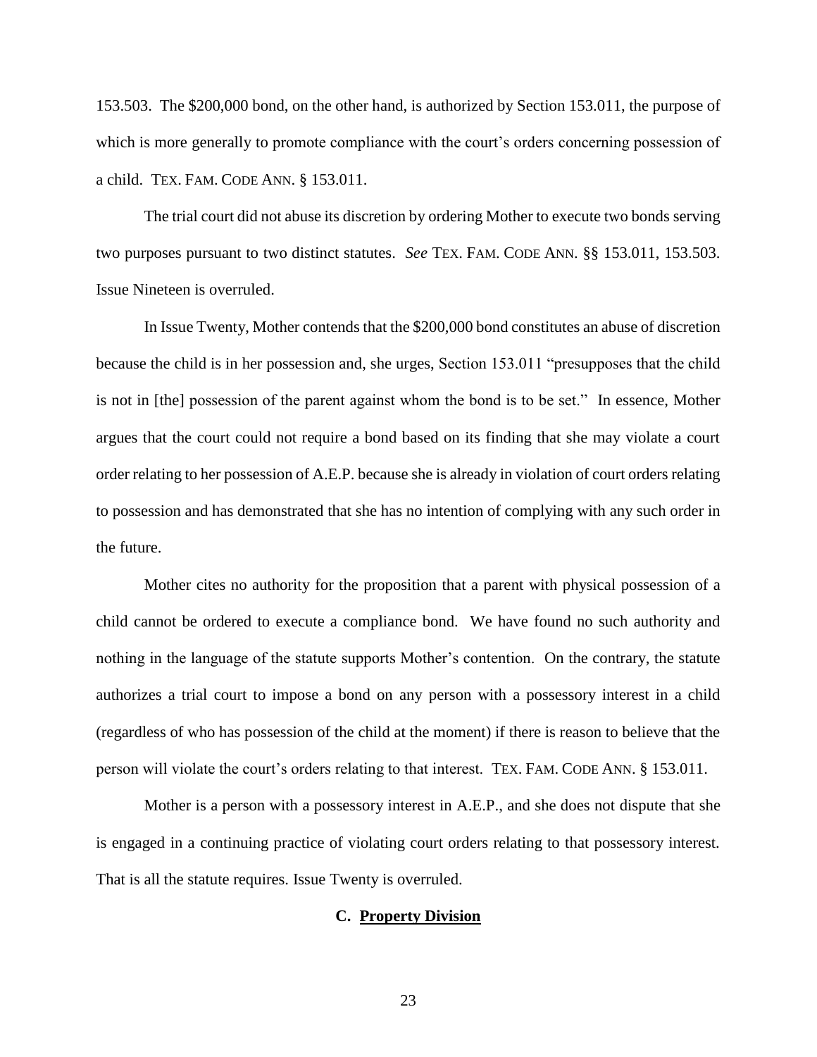153.503. The $200,000 bond, on the other hand, is authorized by Section 153.011, the purpose of which is more generally to promote compliance with the court's orders concerning possession of a child. TEX. FAM. CODE ANN. § 153.011.

The trial court did not abuse its discretion by ordering Mother to execute two bonds serving two purposes pursuant to two distinct statutes. *See* TEX. FAM. CODE ANN. §§ 153.011, 153.503. Issue Nineteen is overruled.

In Issue Twenty, Mother contends that the $200,000 bond constitutes an abuse of discretion because the child is in her possession and, she urges, Section 153.011 "presupposes that the child is not in [the] possession of the parent against whom the bond is to be set." In essence, Mother argues that the court could not require a bond based on its finding that she may violate a court order relating to her possession of A.E.P. because she is already in violation of court orders relating to possession and has demonstrated that she has no intention of complying with any such order in the future.

Mother cites no authority for the proposition that a parent with physical possession of a child cannot be ordered to execute a compliance bond. We have found no such authority and nothing in the language of the statute supports Mother's contention. On the contrary, the statute authorizes a trial court to impose a bond on any person with a possessory interest in a child (regardless of who has possession of the child at the moment) if there is reason to believe that the person will violate the court's orders relating to that interest. TEX. FAM. CODE ANN. § 153.011.

Mother is a person with a possessory interest in A.E.P., and she does not dispute that she is engaged in a continuing practice of violating court orders relating to that possessory interest. That is all the statute requires. Issue Twenty is overruled.

### C. Property Division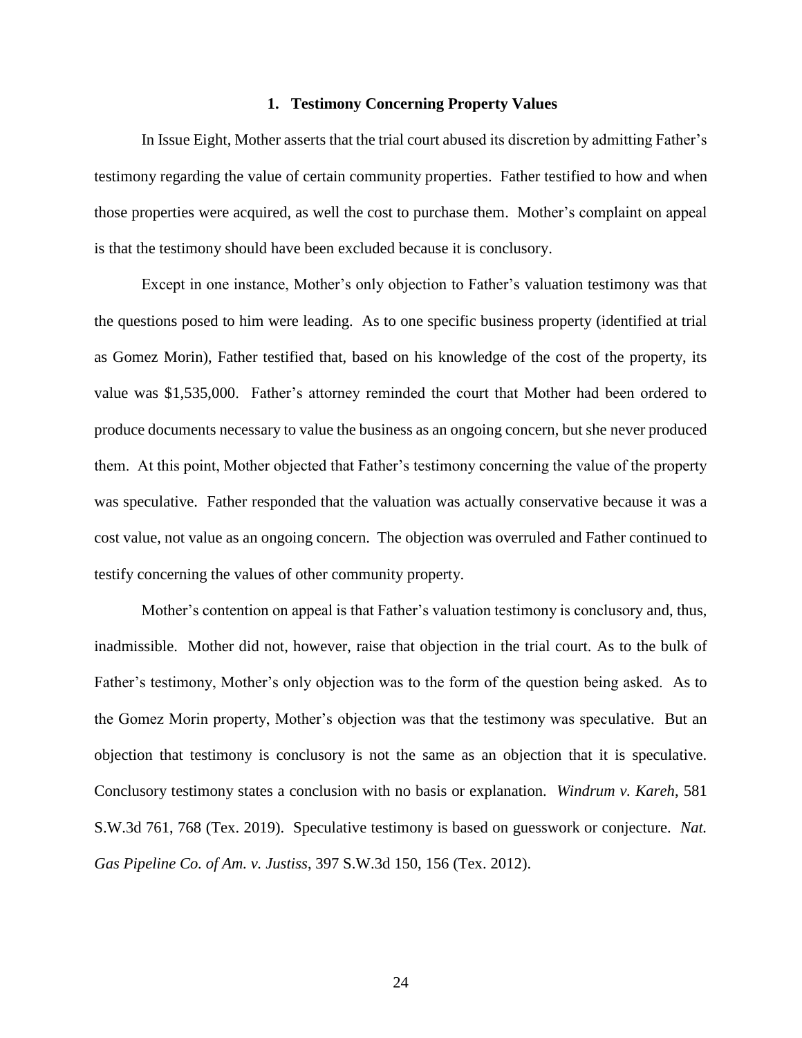### 1. Testimony Concerning Property Values

In Issue Eight, Mother asserts that the trial court abused its discretion by admitting Father's testimony regarding the value of certain community properties. Father testified to how and when those properties were acquired, as well the cost to purchase them. Mother's complaint on appeal is that the testimony should have been excluded because it is conclusory.

Except in one instance, Mother's only objection to Father's valuation testimony was that the questions posed to him were leading. As to one specific business property (identified at trial as Gomez Morin), Father testified that, based on his knowledge of the cost of the property, its value was $1,535,000. Father's attorney reminded the court that Mother had been ordered to produce documents necessary to value the business as an ongoing concern, but she never produced them. At this point, Mother objected that Father's testimony concerning the value of the property was speculative. Father responded that the valuation was actually conservative because it was a cost value, not value as an ongoing concern. The objection was overruled and Father continued to testify concerning the values of other community property.

Mother's contention on appeal is that Father's valuation testimony is conclusory and, thus, inadmissible. Mother did not, however, raise that objection in the trial court. As to the bulk of Father's testimony, Mother's only objection was to the form of the question being asked. As to the Gomez Morin property, Mother's objection was that the testimony was speculative. But an objection that testimony is conclusory is not the same as an objection that it is speculative. Conclusory testimony states a conclusion with no basis or explanation. *Windrum v. Kareh*, 581 S.W.3d 761, 768 (Tex. 2019). Speculative testimony is based on guesswork or conjecture. *Nat. Gas Pipeline Co. of Am. v. Justiss*, 397 S.W.3d 150, 156 (Tex. 2012).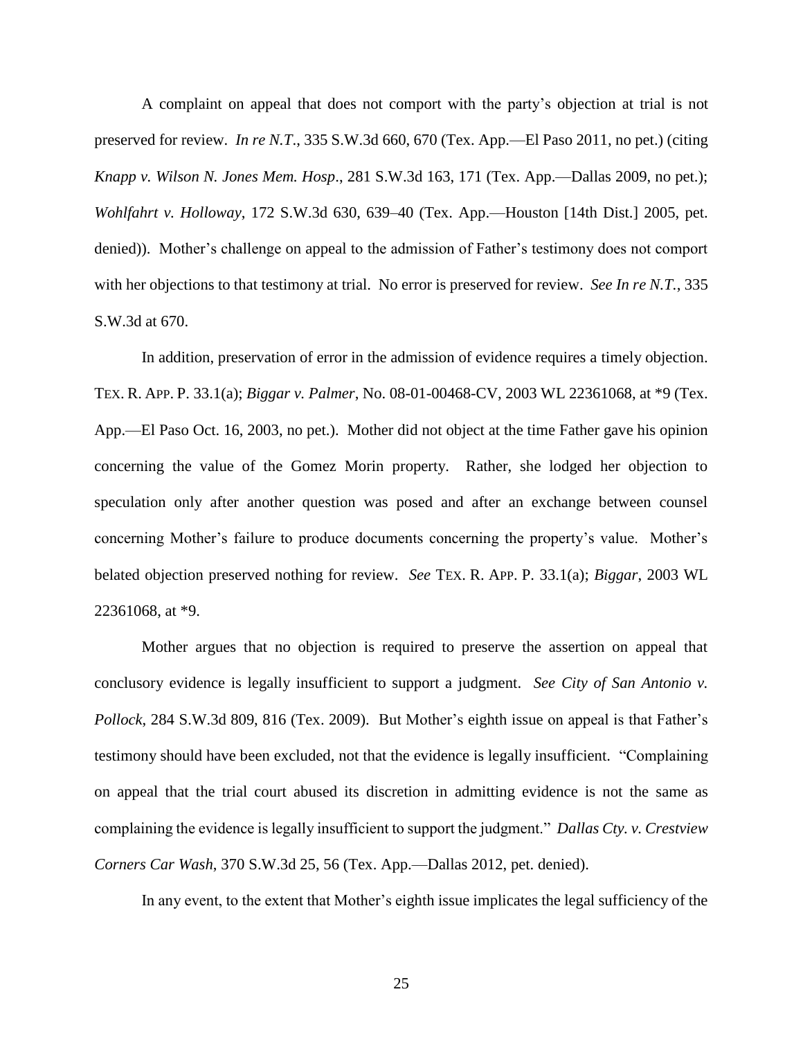A complaint on appeal that does not comport with the party's objection at trial is not preserved for review. *In re N.T.*, 335 S.W.3d 660, 670 (Tex. App.—El Paso 2011, no pet.) (citing *Knapp v. Wilson N. Jones Mem. Hosp*., 281 S.W.3d 163, 171 (Tex. App.—Dallas 2009, no pet.); *Wohlfahrt v. Holloway*, 172 S.W.3d 630, 639–40 (Tex. App.—Houston [14th Dist.] 2005, pet. denied)). Mother's challenge on appeal to the admission of Father's testimony does not comport with her objections to that testimony at trial. No error is preserved for review. *See In re N.T.*, 335 S.W.3d at 670.

In addition, preservation of error in the admission of evidence requires a timely objection. TEX. R. APP. P. 33.1(a); *Biggar v. Palmer*, No. 08-01-00468-CV, 2003 WL 22361068, at *9 (Tex. App.—El Paso Oct. 16, 2003, no pet.). Mother did not object at the time Father gave his opinion concerning the value of the Gomez Morin property. Rather, she lodged her objection to speculation only after another question was posed and after an exchange between counsel concerning Mother's failure to produce documents concerning the property's value. Mother's belated objection preserved nothing for review. *See* TEX. R. APP. P. 33.1(a); *Biggar*, 2003 WL 22361068, at *9.

Mother argues that no objection is required to preserve the assertion on appeal that conclusory evidence is legally insufficient to support a judgment. *See City of San Antonio v. Pollock*, 284 S.W.3d 809, 816 (Tex. 2009). But Mother's eighth issue on appeal is that Father's testimony should have been excluded, not that the evidence is legally insufficient. "Complaining on appeal that the trial court abused its discretion in admitting evidence is not the same as complaining the evidence is legally insufficient to support the judgment." *Dallas Cty. v. Crestview Corners Car Wash*, 370 S.W.3d 25, 56 (Tex. App.—Dallas 2012, pet. denied).

In any event, to the extent that Mother's eighth issue implicates the legal sufficiency of the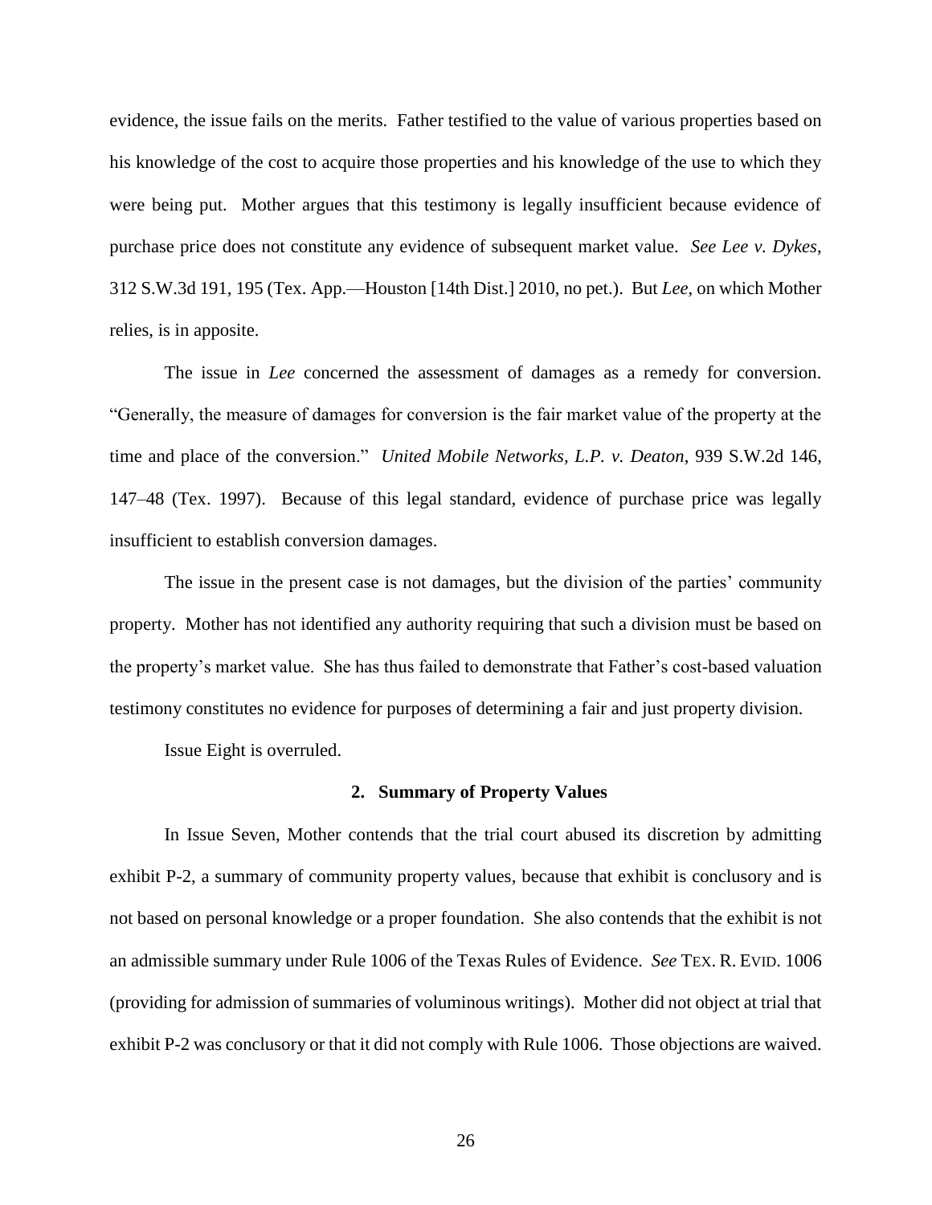evidence, the issue fails on the merits. Father testified to the value of various properties based on his knowledge of the cost to acquire those properties and his knowledge of the use to which they were being put. Mother argues that this testimony is legally insufficient because evidence of purchase price does not constitute any evidence of subsequent market value. *See Lee v. Dykes*, 312 S.W.3d 191, 195 (Tex. App.—Houston [14th Dist.] 2010, no pet.). But *Lee*, on which Mother relies, is in apposite.

The issue in *Lee* concerned the assessment of damages as a remedy for conversion. "Generally, the measure of damages for conversion is the fair market value of the property at the time and place of the conversion." *United Mobile Networks, L.P. v. Deaton*, 939 S.W.2d 146, 147–48 (Tex. 1997). Because of this legal standard, evidence of purchase price was legally insufficient to establish conversion damages.

The issue in the present case is not damages, but the division of the parties' community property. Mother has not identified any authority requiring that such a division must be based on the property's market value. She has thus failed to demonstrate that Father's cost-based valuation testimony constitutes no evidence for purposes of determining a fair and just property division.

Issue Eight is overruled.

### 2. Summary of Property Values

In Issue Seven, Mother contends that the trial court abused its discretion by admitting exhibit P-2, a summary of community property values, because that exhibit is conclusory and is not based on personal knowledge or a proper foundation. She also contends that the exhibit is not an admissible summary under Rule 1006 of the Texas Rules of Evidence. *See* TEX. R. EVID. 1006 (providing for admission of summaries of voluminous writings). Mother did not object at trial that exhibit P-2 was conclusory or that it did not comply with Rule 1006. Those objections are waived.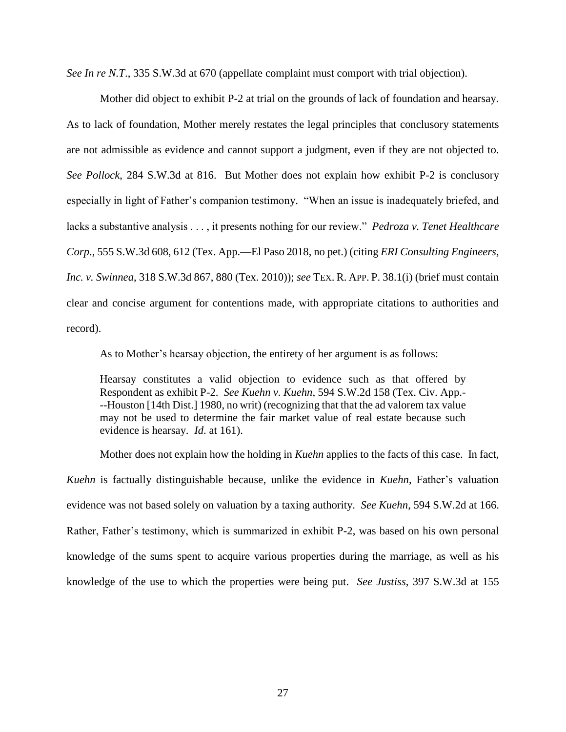*See In re N.T.*, 335 S.W.3d at 670 (appellate complaint must comport with trial objection).

Mother did object to exhibit P-2 at trial on the grounds of lack of foundation and hearsay. As to lack of foundation, Mother merely restates the legal principles that conclusory statements are not admissible as evidence and cannot support a judgment, even if they are not objected to. *See Pollock*, 284 S.W.3d at 816. But Mother does not explain how exhibit P-2 is conclusory especially in light of Father's companion testimony. "When an issue is inadequately briefed, and lacks a substantive analysis . . . , it presents nothing for our review." *Pedroza v. Tenet Healthcare Corp.*, 555 S.W.3d 608, 612 (Tex. App.—El Paso 2018, no pet.) (citing *ERI Consulting Engineers, Inc. v. Swinnea*, 318 S.W.3d 867, 880 (Tex. 2010)); *see* TEX. R. APP. P. 38.1(i) (brief must contain clear and concise argument for contentions made, with appropriate citations to authorities and record).

As to Mother's hearsay objection, the entirety of her argument is as follows:

> Hearsay constitutes a valid objection to evidence such as that offered by Respondent as exhibit P-2. *See Kuehn v. Kuehn*, 594 S.W.2d 158 (Tex. Civ. App.---Houston [14th Dist.] 1980, no writ) (recognizing that that the ad valorem tax value may not be used to determine the fair market value of real estate because such evidence is hearsay. *Id.* at 161).

Mother does not explain how the holding in *Kuehn* applies to the facts of this case. In fact, *Kuehn* is factually distinguishable because, unlike the evidence in *Kuehn*, Father's valuation evidence was not based solely on valuation by a taxing authority. *See Kuehn*, 594 S.W.2d at 166. Rather, Father's testimony, which is summarized in exhibit P-2, was based on his own personal knowledge of the sums spent to acquire various properties during the marriage, as well as his knowledge of the use to which the properties were being put. *See Justiss*, 397 S.W.3d at 155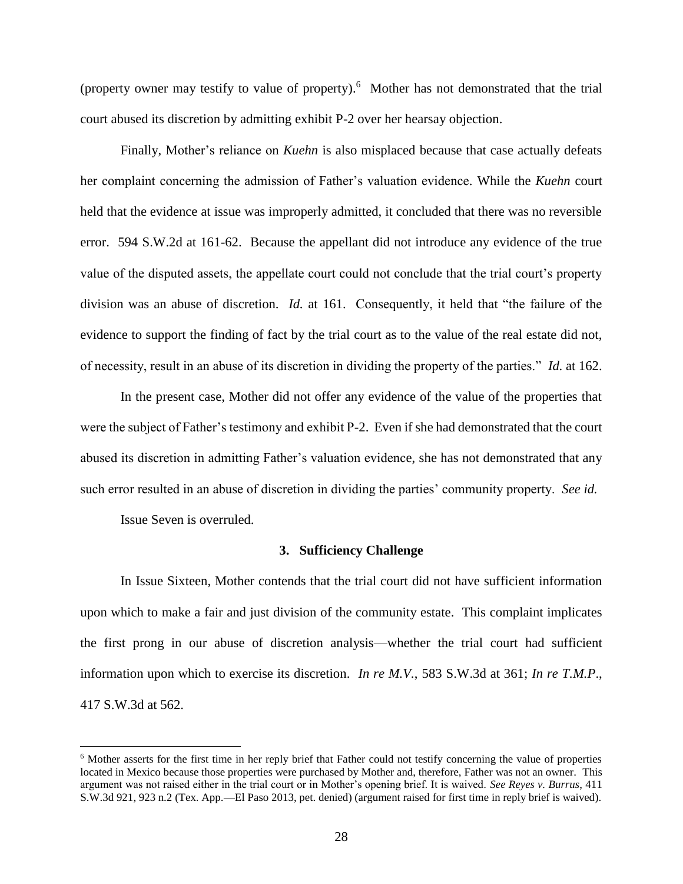(property owner may testify to value of property).[6] Mother has not demonstrated that the trial court abused its discretion by admitting exhibit P-2 over her hearsay objection.

Finally, Mother's reliance on *Kuehn* is also misplaced because that case actually defeats her complaint concerning the admission of Father's valuation evidence. While the *Kuehn* court held that the evidence at issue was improperly admitted, it concluded that there was no reversible error. 594 S.W.2d at 161-62. Because the appellant did not introduce any evidence of the true value of the disputed assets, the appellate court could not conclude that the trial court's property division was an abuse of discretion. *Id.* at 161. Consequently, it held that "the failure of the evidence to support the finding of fact by the trial court as to the value of the real estate did not, of necessity, result in an abuse of its discretion in dividing the property of the parties." *Id.* at 162.

In the present case, Mother did not offer any evidence of the value of the properties that were the subject of Father's testimony and exhibit P-2. Even if she had demonstrated that the court abused its discretion in admitting Father's valuation evidence, she has not demonstrated that any such error resulted in an abuse of discretion in dividing the parties' community property. *See id.*

Issue Seven is overruled.

### 3. Sufficiency Challenge

In Issue Sixteen, Mother contends that the trial court did not have sufficient information upon which to make a fair and just division of the community estate. This complaint implicates the first prong in our abuse of discretion analysis—whether the trial court had sufficient information upon which to exercise its discretion. *In re M.V.*, 583 S.W.3d at 361; *In re T.M.P.*, 417 S.W.3d at 562.

---

[6] Mother asserts for the first time in her reply brief that Father could not testify concerning the value of properties located in Mexico because those properties were purchased by Mother and, therefore, Father was not an owner. This argument was not raised either in the trial court or in Mother's opening brief. It is waived. *See Reyes v. Burrus*, 411 S.W.3d 921, 923 n.2 (Tex. App.—El Paso 2013, pet. denied) (argument raised for first time in reply brief is waived).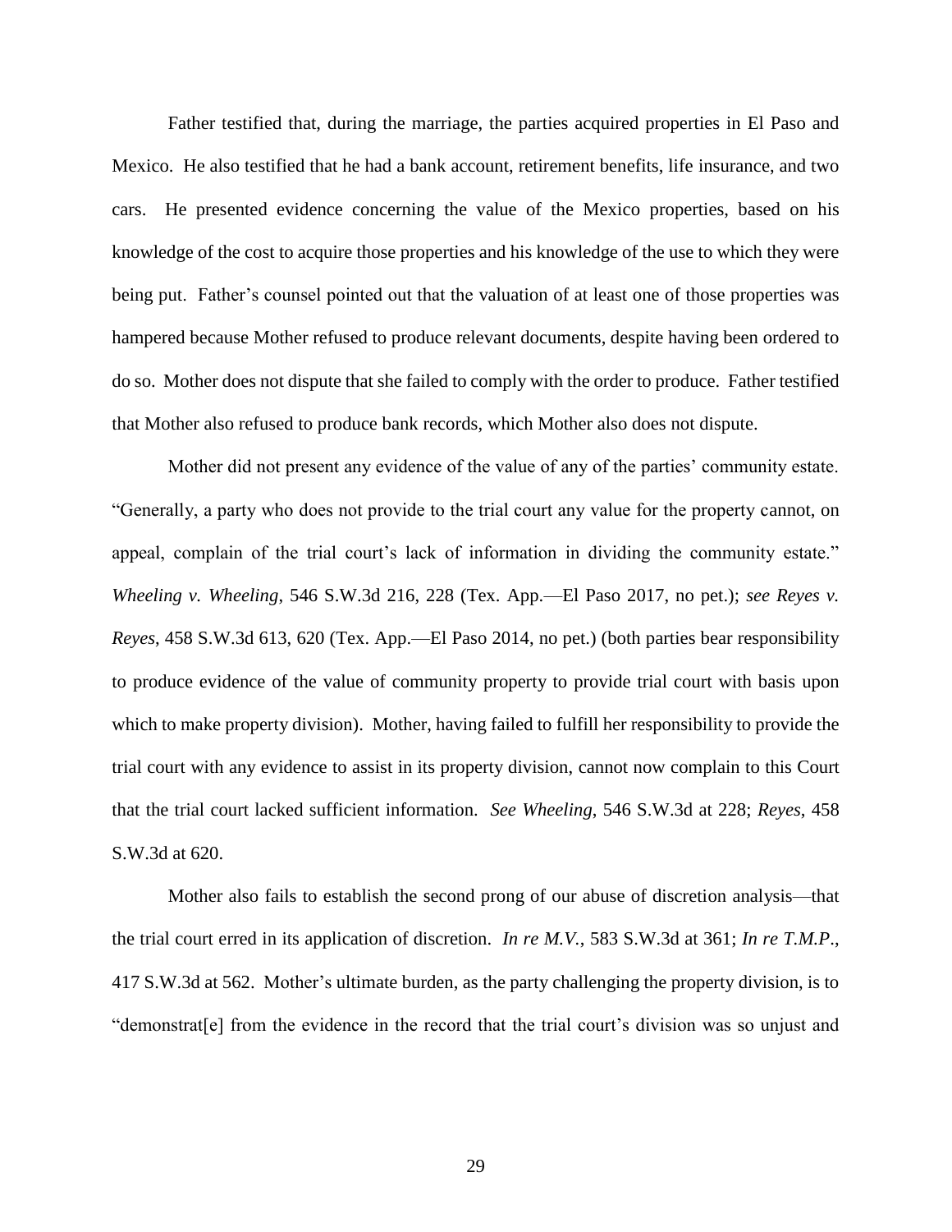Father testified that, during the marriage, the parties acquired properties in El Paso and Mexico. He also testified that he had a bank account, retirement benefits, life insurance, and two cars. He presented evidence concerning the value of the Mexico properties, based on his knowledge of the cost to acquire those properties and his knowledge of the use to which they were being put. Father's counsel pointed out that the valuation of at least one of those properties was hampered because Mother refused to produce relevant documents, despite having been ordered to do so. Mother does not dispute that she failed to comply with the order to produce. Father testified that Mother also refused to produce bank records, which Mother also does not dispute.

Mother did not present any evidence of the value of any of the parties' community estate. "Generally, a party who does not provide to the trial court any value for the property cannot, on appeal, complain of the trial court's lack of information in dividing the community estate." *Wheeling v. Wheeling*, 546 S.W.3d 216, 228 (Tex. App.—El Paso 2017, no pet.); *see Reyes v. Reyes*, 458 S.W.3d 613, 620 (Tex. App.—El Paso 2014, no pet.) (both parties bear responsibility to produce evidence of the value of community property to provide trial court with basis upon which to make property division). Mother, having failed to fulfill her responsibility to provide the trial court with any evidence to assist in its property division, cannot now complain to this Court that the trial court lacked sufficient information. *See Wheeling*, 546 S.W.3d at 228; *Reyes*, 458 S.W.3d at 620.

Mother also fails to establish the second prong of our abuse of discretion analysis—that the trial court erred in its application of discretion. *In re M.V.*, 583 S.W.3d at 361; *In re T.M.P.*, 417 S.W.3d at 562. Mother's ultimate burden, as the party challenging the property division, is to "demonstrat[e] from the evidence in the record that the trial court's division was so unjust and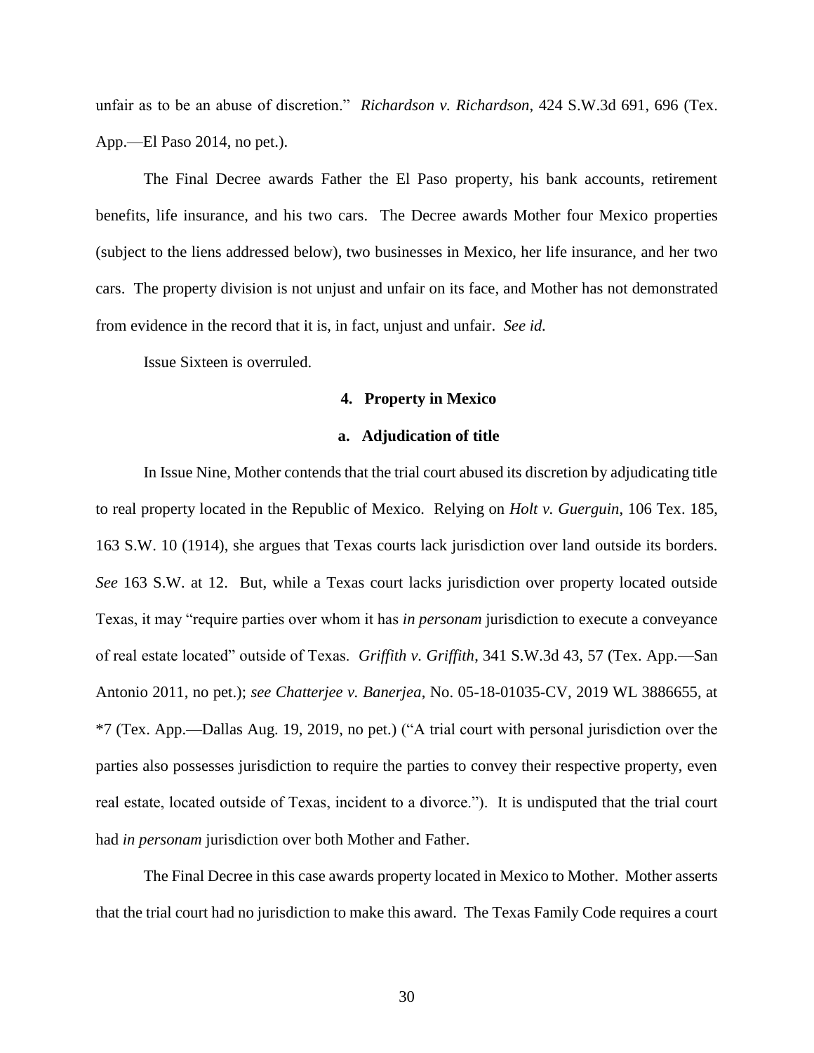unfair as to be an abuse of discretion." *Richardson v. Richardson*, 424 S.W.3d 691, 696 (Tex. App.—El Paso 2014, no pet.).

The Final Decree awards Father the El Paso property, his bank accounts, retirement benefits, life insurance, and his two cars. The Decree awards Mother four Mexico properties (subject to the liens addressed below), two businesses in Mexico, her life insurance, and her two cars. The property division is not unjust and unfair on its face, and Mother has not demonstrated from evidence in the record that it is, in fact, unjust and unfair. *See id.*

Issue Sixteen is overruled.

#### 4. Property in Mexico

##### a. Adjudication of title

In Issue Nine, Mother contends that the trial court abused its discretion by adjudicating title to real property located in the Republic of Mexico. Relying on *Holt v. Guerguin*, 106 Tex. 185, 163 S.W. 10 (1914), she argues that Texas courts lack jurisdiction over land outside its borders. *See* 163 S.W. at 12. But, while a Texas court lacks jurisdiction over property located outside Texas, it may "require parties over whom it has *in personam* jurisdiction to execute a conveyance of real estate located" outside of Texas. *Griffith v. Griffith*, 341 S.W.3d 43, 57 (Tex. App.—San Antonio 2011, no pet.); *see Chatterjee v. Banerjea*, No. 05-18-01035-CV, 2019 WL 3886655, at *7 (Tex. App.—Dallas Aug. 19, 2019, no pet.) ("A trial court with personal jurisdiction over the parties also possesses jurisdiction to require the parties to convey their respective property, even real estate, located outside of Texas, incident to a divorce."). It is undisputed that the trial court had *in personam* jurisdiction over both Mother and Father.

The Final Decree in this case awards property located in Mexico to Mother. Mother asserts that the trial court had no jurisdiction to make this award. The Texas Family Code requires a court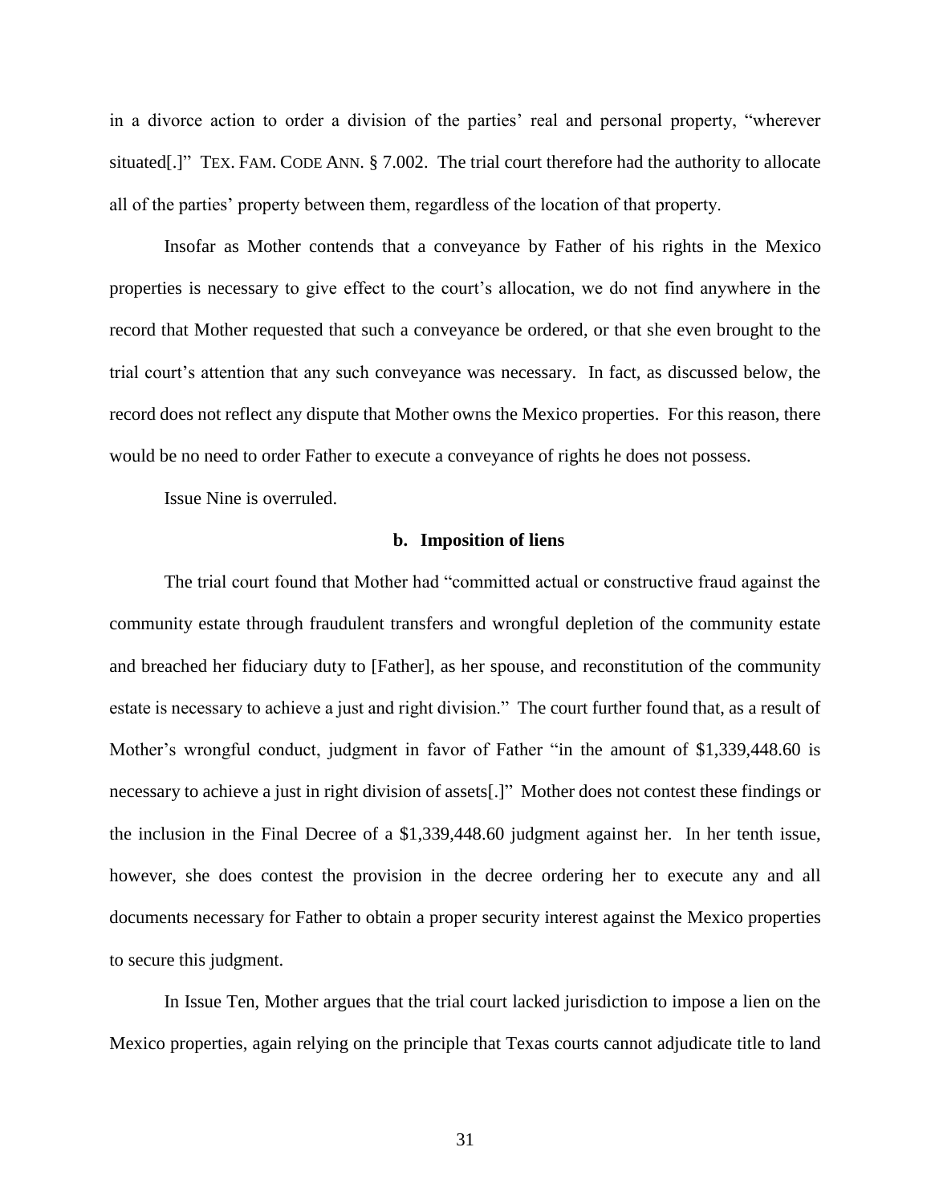in a divorce action to order a division of the parties' real and personal property, "wherever situated[.]" TEX. FAM. CODE ANN. § 7.002. The trial court therefore had the authority to allocate all of the parties' property between them, regardless of the location of that property.

Insofar as Mother contends that a conveyance by Father of his rights in the Mexico properties is necessary to give effect to the court's allocation, we do not find anywhere in the record that Mother requested that such a conveyance be ordered, or that she even brought to the trial court's attention that any such conveyance was necessary. In fact, as discussed below, the record does not reflect any dispute that Mother owns the Mexico properties. For this reason, there would be no need to order Father to execute a conveyance of rights he does not possess.

Issue Nine is overruled.

**b. Imposition of liens**

The trial court found that Mother had "committed actual or constructive fraud against the community estate through fraudulent transfers and wrongful depletion of the community estate and breached her fiduciary duty to [Father], as her spouse, and reconstitution of the community estate is necessary to achieve a just and right division." The court further found that, as a result of Mother's wrongful conduct, judgment in favor of Father "in the amount of $1,339,448.60 is necessary to achieve a just in right division of assets[.]" Mother does not contest these findings or the inclusion in the Final Decree of a $1,339,448.60 judgment against her. In her tenth issue, however, she does contest the provision in the decree ordering her to execute any and all documents necessary for Father to obtain a proper security interest against the Mexico properties to secure this judgment.

In Issue Ten, Mother argues that the trial court lacked jurisdiction to impose a lien on the Mexico properties, again relying on the principle that Texas courts cannot adjudicate title to land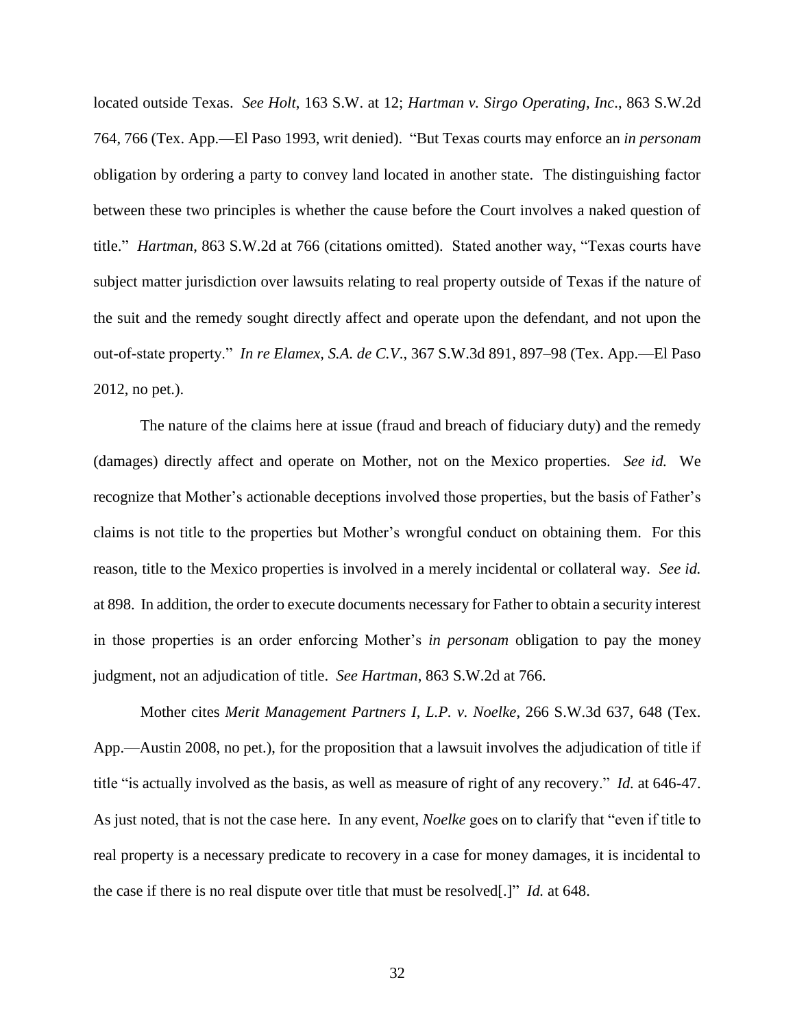located outside Texas. *See Holt*, 163 S.W. at 12; *Hartman v. Sirgo Operating, Inc*., 863 S.W.2d 764, 766 (Tex. App.—El Paso 1993, writ denied). "But Texas courts may enforce an *in personam* obligation by ordering a party to convey land located in another state. The distinguishing factor between these two principles is whether the cause before the Court involves a naked question of title." *Hartman*, 863 S.W.2d at 766 (citations omitted). Stated another way, "Texas courts have subject matter jurisdiction over lawsuits relating to real property outside of Texas if the nature of the suit and the remedy sought directly affect and operate upon the defendant, and not upon the out-of-state property." *In re Elamex, S.A. de C.V*., 367 S.W.3d 891, 897–98 (Tex. App.—El Paso 2012, no pet.).

The nature of the claims here at issue (fraud and breach of fiduciary duty) and the remedy (damages) directly affect and operate on Mother, not on the Mexico properties. *See id.* We recognize that Mother's actionable deceptions involved those properties, but the basis of Father's claims is not title to the properties but Mother's wrongful conduct on obtaining them. For this reason, title to the Mexico properties is involved in a merely incidental or collateral way. *See id.* at 898. In addition, the order to execute documents necessary for Father to obtain a security interest in those properties is an order enforcing Mother's *in personam* obligation to pay the money judgment, not an adjudication of title. *See Hartman*, 863 S.W.2d at 766.

Mother cites *Merit Management Partners I, L.P. v. Noelke*, 266 S.W.3d 637, 648 (Tex. App.—Austin 2008, no pet.), for the proposition that a lawsuit involves the adjudication of title if title "is actually involved as the basis, as well as measure of right of any recovery." *Id.* at 646-47. As just noted, that is not the case here. In any event, *Noelke* goes on to clarify that "even if title to real property is a necessary predicate to recovery in a case for money damages, it is incidental to the case if there is no real dispute over title that must be resolved[.]" *Id.* at 648.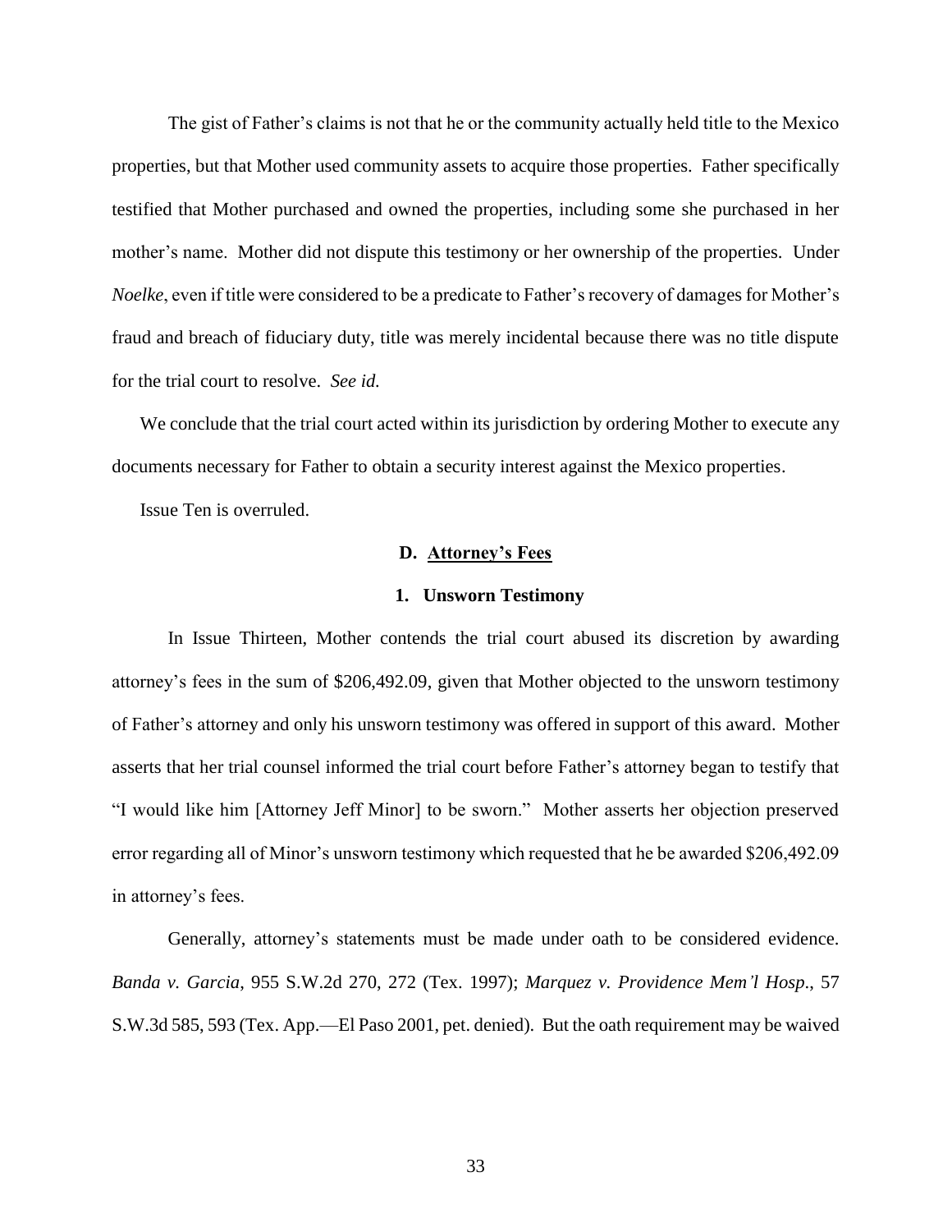The gist of Father's claims is not that he or the community actually held title to the Mexico properties, but that Mother used community assets to acquire those properties. Father specifically testified that Mother purchased and owned the properties, including some she purchased in her mother's name. Mother did not dispute this testimony or her ownership of the properties. Under *Noelke*, even if title were considered to be a predicate to Father's recovery of damages for Mother's fraud and breach of fiduciary duty, title was merely incidental because there was no title dispute for the trial court to resolve. *See id.*

We conclude that the trial court acted within its jurisdiction by ordering Mother to execute any documents necessary for Father to obtain a security interest against the Mexico properties.

Issue Ten is overruled.

### D. Attorney's Fees

#### 1. Unsworn Testimony

In Issue Thirteen, Mother contends the trial court abused its discretion by awarding attorney's fees in the sum of $206,492.09, given that Mother objected to the unsworn testimony of Father's attorney and only his unsworn testimony was offered in support of this award. Mother asserts that her trial counsel informed the trial court before Father's attorney began to testify that "I would like him [Attorney Jeff Minor] to be sworn." Mother asserts her objection preserved error regarding all of Minor's unsworn testimony which requested that he be awarded $206,492.09 in attorney's fees.

Generally, attorney's statements must be made under oath to be considered evidence. *Banda v. Garcia*, 955 S.W.2d 270, 272 (Tex. 1997); *Marquez v. Providence Mem'l Hosp.*, 57 S.W.3d 585, 593 (Tex. App.—El Paso 2001, pet. denied). But the oath requirement may be waived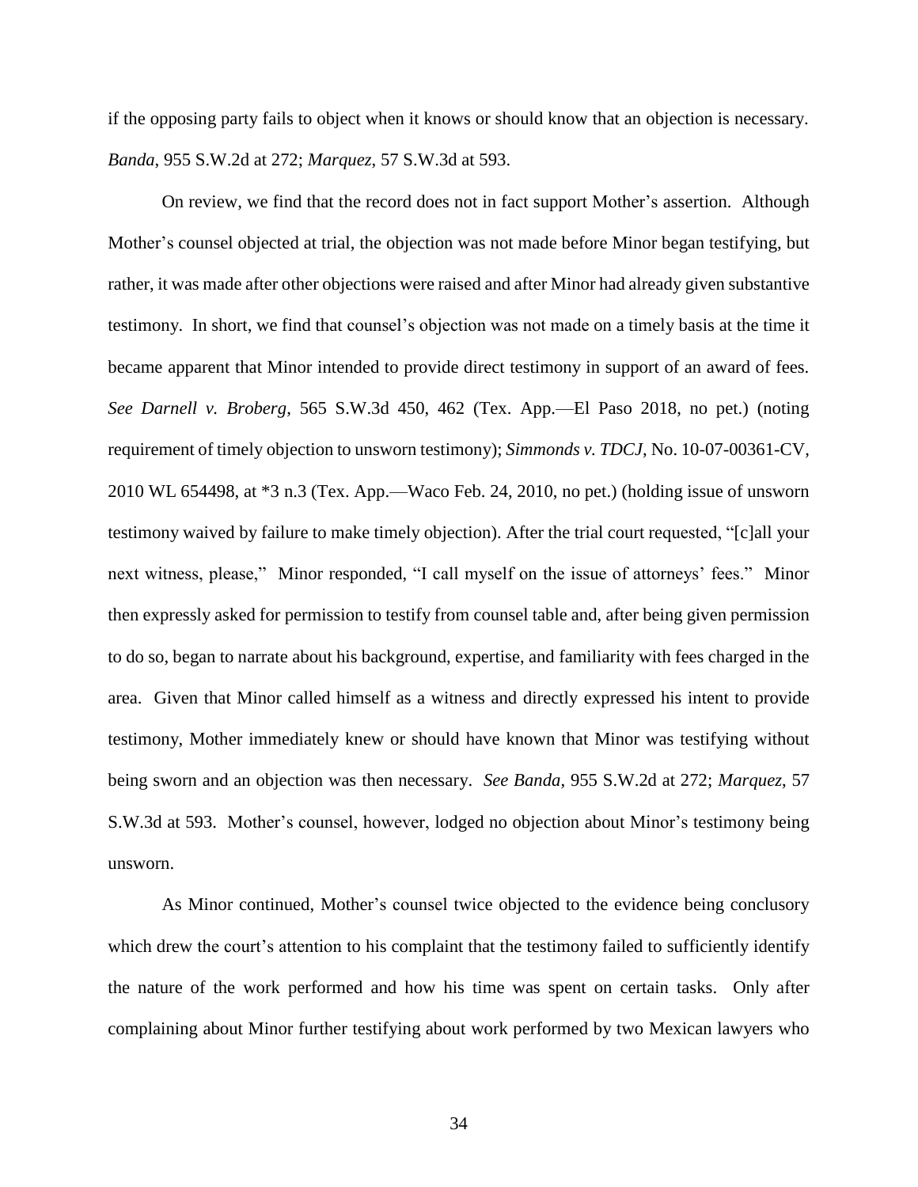if the opposing party fails to object when it knows or should know that an objection is necessary. *Banda*, 955 S.W.2d at 272; *Marquez*, 57 S.W.3d at 593.

On review, we find that the record does not in fact support Mother's assertion. Although Mother's counsel objected at trial, the objection was not made before Minor began testifying, but rather, it was made after other objections were raised and after Minor had already given substantive testimony. In short, we find that counsel's objection was not made on a timely basis at the time it became apparent that Minor intended to provide direct testimony in support of an award of fees. *See Darnell v. Broberg*, 565 S.W.3d 450, 462 (Tex. App.—El Paso 2018, no pet.) (noting requirement of timely objection to unsworn testimony); *Simmonds v. TDCJ*, No. 10-07-00361-CV, 2010 WL 654498, at *3 n.3 (Tex. App.—Waco Feb. 24, 2010, no pet.) (holding issue of unsworn testimony waived by failure to make timely objection). After the trial court requested, "[c]all your next witness, please," Minor responded, "I call myself on the issue of attorneys' fees." Minor then expressly asked for permission to testify from counsel table and, after being given permission to do so, began to narrate about his background, expertise, and familiarity with fees charged in the area. Given that Minor called himself as a witness and directly expressed his intent to provide testimony, Mother immediately knew or should have known that Minor was testifying without being sworn and an objection was then necessary. *See Banda*, 955 S.W.2d at 272; *Marquez*, 57 S.W.3d at 593. Mother's counsel, however, lodged no objection about Minor's testimony being unsworn.

As Minor continued, Mother's counsel twice objected to the evidence being conclusory which drew the court's attention to his complaint that the testimony failed to sufficiently identify the nature of the work performed and how his time was spent on certain tasks. Only after complaining about Minor further testifying about work performed by two Mexican lawyers who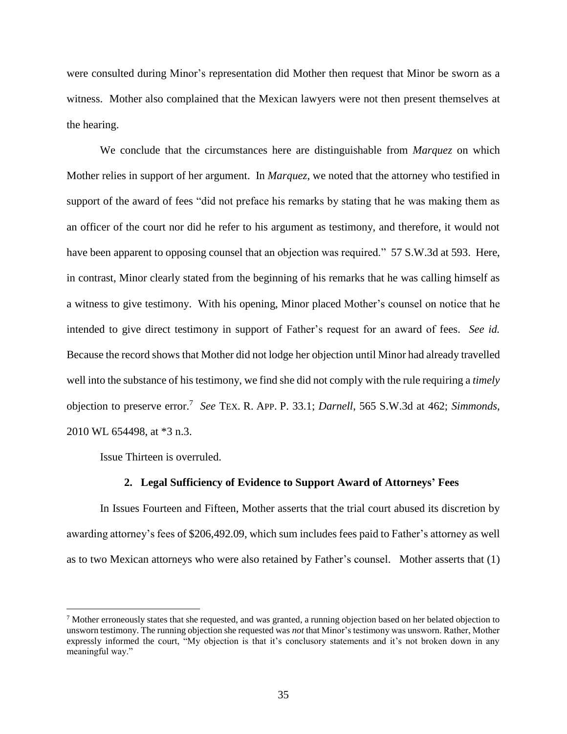were consulted during Minor's representation did Mother then request that Minor be sworn as a witness. Mother also complained that the Mexican lawyers were not then present themselves at the hearing.

We conclude that the circumstances here are distinguishable from *Marquez* on which Mother relies in support of her argument. In *Marquez*, we noted that the attorney who testified in support of the award of fees "did not preface his remarks by stating that he was making them as an officer of the court nor did he refer to his argument as testimony, and therefore, it would not have been apparent to opposing counsel that an objection was required." 57 S.W.3d at 593. Here, in contrast, Minor clearly stated from the beginning of his remarks that he was calling himself as a witness to give testimony. With his opening, Minor placed Mother's counsel on notice that he intended to give direct testimony in support of Father's request for an award of fees. *See id.* Because the record shows that Mother did not lodge her objection until Minor had already travelled well into the substance of his testimony, we find she did not comply with the rule requiring a *timely* objection to preserve error.[7] *See* TEX. R. APP. P. 33.1; *Darnell*, 565 S.W.3d at 462; *Simmonds*, 2010 WL 654498, at *3 n.3.

Issue Thirteen is overruled.

### 2. Legal Sufficiency of Evidence to Support Award of Attorneys' Fees

In Issues Fourteen and Fifteen, Mother asserts that the trial court abused its discretion by awarding attorney's fees of $206,492.09, which sum includes fees paid to Father's attorney as well as to two Mexican attorneys who were also retained by Father's counsel. Mother asserts that (1)

---

[7] Mother erroneously states that she requested, and was granted, a running objection based on her belated objection to unsworn testimony. The running objection she requested was *not* that Minor's testimony was unsworn. Rather, Mother expressly informed the court, "My objection is that it's conclusory statements and it's not broken down in any meaningful way."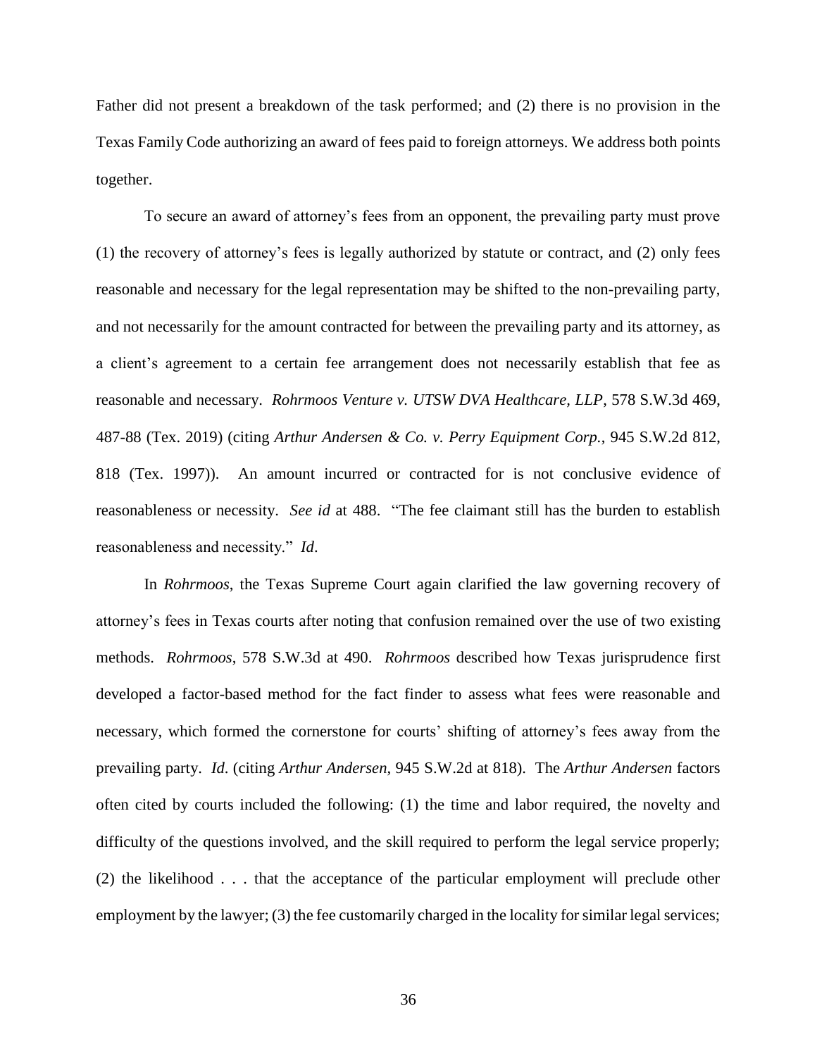Father did not present a breakdown of the task performed; and (2) there is no provision in the Texas Family Code authorizing an award of fees paid to foreign attorneys. We address both points together.

To secure an award of attorney's fees from an opponent, the prevailing party must prove (1) the recovery of attorney's fees is legally authorized by statute or contract, and (2) only fees reasonable and necessary for the legal representation may be shifted to the non-prevailing party, and not necessarily for the amount contracted for between the prevailing party and its attorney, as a client's agreement to a certain fee arrangement does not necessarily establish that fee as reasonable and necessary. *Rohrmoos Venture v. UTSW DVA Healthcare, LLP*, 578 S.W.3d 469, 487-88 (Tex. 2019) (citing *Arthur Andersen & Co. v. Perry Equipment Corp.*, 945 S.W.2d 812, 818 (Tex. 1997)). An amount incurred or contracted for is not conclusive evidence of reasonableness or necessity. *See id* at 488. "The fee claimant still has the burden to establish reasonableness and necessity." *Id*.

In *Rohrmoos*, the Texas Supreme Court again clarified the law governing recovery of attorney's fees in Texas courts after noting that confusion remained over the use of two existing methods. *Rohrmoos*, 578 S.W.3d at 490. *Rohrmoos* described how Texas jurisprudence first developed a factor-based method for the fact finder to assess what fees were reasonable and necessary, which formed the cornerstone for courts' shifting of attorney's fees away from the prevailing party. *Id*. (citing *Arthur Andersen*, 945 S.W.2d at 818). The *Arthur Andersen* factors often cited by courts included the following: (1) the time and labor required, the novelty and difficulty of the questions involved, and the skill required to perform the legal service properly; (2) the likelihood . . . that the acceptance of the particular employment will preclude other employment by the lawyer; (3) the fee customarily charged in the locality for similar legal services;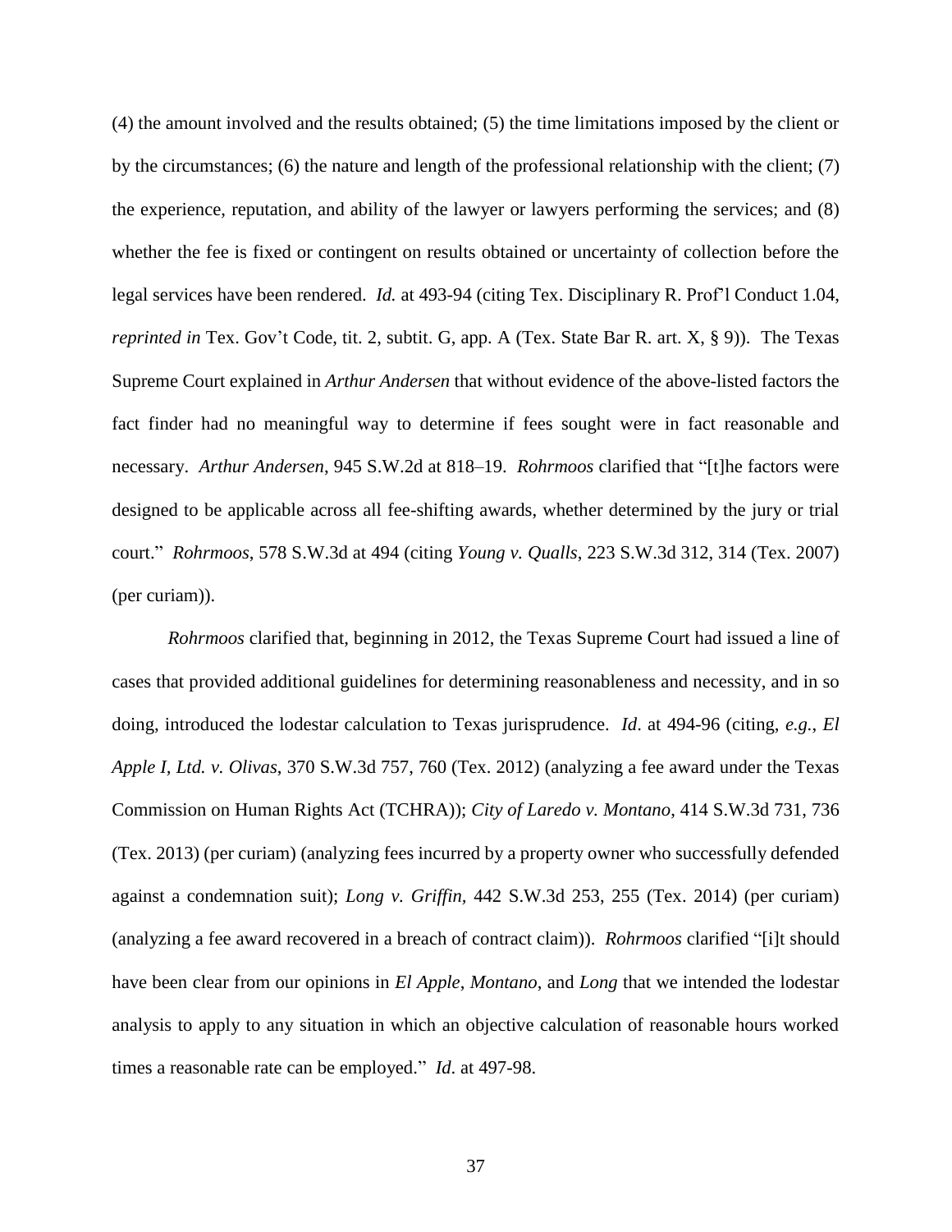(4) the amount involved and the results obtained; (5) the time limitations imposed by the client or by the circumstances; (6) the nature and length of the professional relationship with the client; (7) the experience, reputation, and ability of the lawyer or lawyers performing the services; and (8) whether the fee is fixed or contingent on results obtained or uncertainty of collection before the legal services have been rendered. *Id.* at 493-94 (citing Tex. Disciplinary R. Prof'l Conduct 1.04, *reprinted in* Tex. Gov't Code, tit. 2, subtit. G, app. A (Tex. State Bar R. art. X, § 9)). The Texas Supreme Court explained in *Arthur Andersen* that without evidence of the above-listed factors the fact finder had no meaningful way to determine if fees sought were in fact reasonable and necessary. *Arthur Andersen*, 945 S.W.2d at 818–19. *Rohrmoos* clarified that "[t]he factors were designed to be applicable across all fee-shifting awards, whether determined by the jury or trial court." *Rohrmoos*, 578 S.W.3d at 494 (citing *Young v. Qualls*, 223 S.W.3d 312, 314 (Tex. 2007) (per curiam)).

*Rohrmoos* clarified that, beginning in 2012, the Texas Supreme Court had issued a line of cases that provided additional guidelines for determining reasonableness and necessity, and in so doing, introduced the lodestar calculation to Texas jurisprudence. *Id*. at 494-96 (citing, *e.g.*, *El Apple I, Ltd. v. Olivas*, 370 S.W.3d 757, 760 (Tex. 2012) (analyzing a fee award under the Texas Commission on Human Rights Act (TCHRA)); *City of Laredo v. Montano*, 414 S.W.3d 731, 736 (Tex. 2013) (per curiam) (analyzing fees incurred by a property owner who successfully defended against a condemnation suit); *Long v. Griffin,* 442 S.W.3d 253, 255 (Tex. 2014) (per curiam) (analyzing a fee award recovered in a breach of contract claim)). *Rohrmoos* clarified "[i]t should have been clear from our opinions in *El Apple*, *Montano*, and *Long* that we intended the lodestar analysis to apply to any situation in which an objective calculation of reasonable hours worked times a reasonable rate can be employed." *Id*. at 497-98.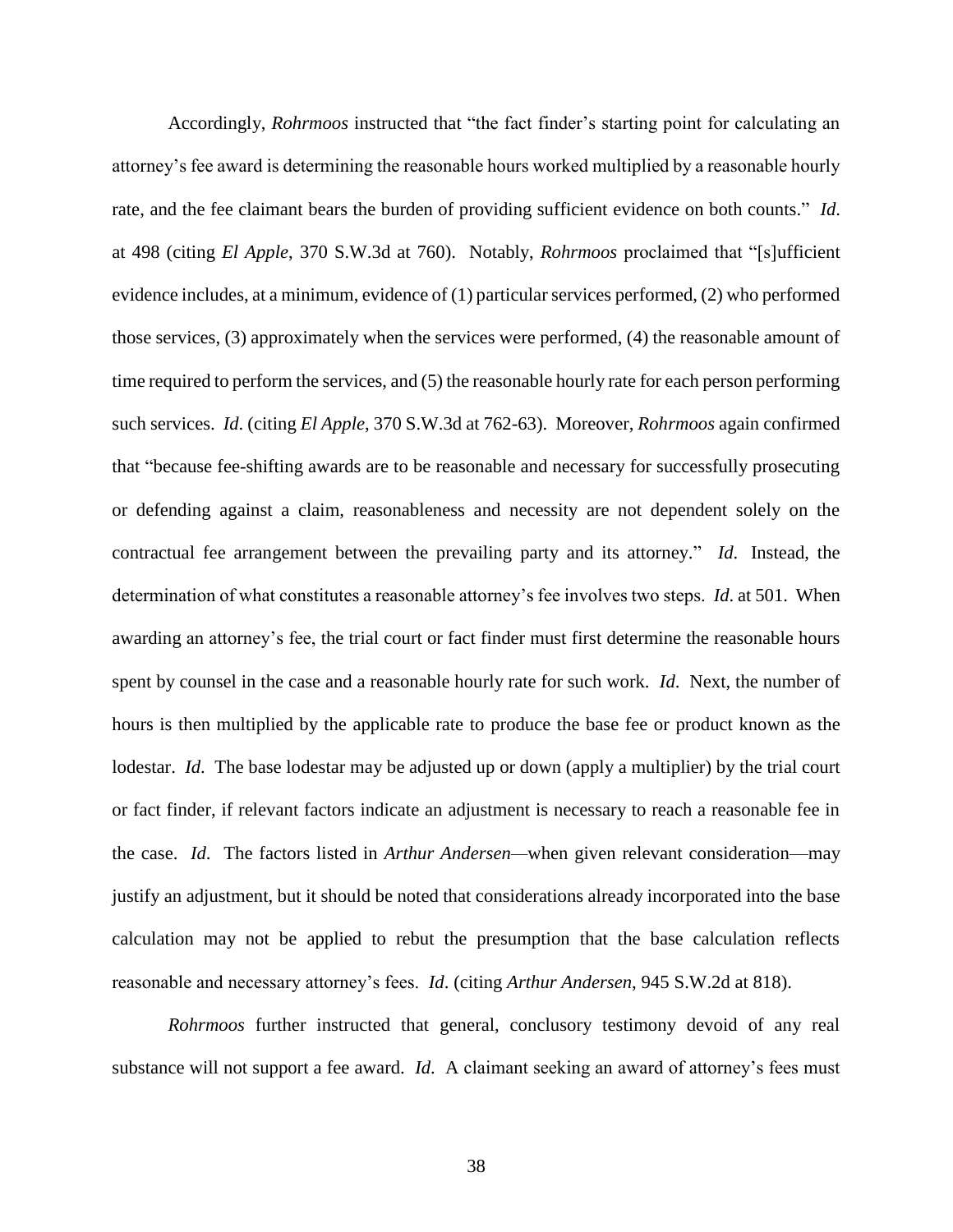Accordingly, *Rohrmoos* instructed that "the fact finder's starting point for calculating an attorney's fee award is determining the reasonable hours worked multiplied by a reasonable hourly rate, and the fee claimant bears the burden of providing sufficient evidence on both counts." *Id*. at 498 (citing *El Apple*, 370 S.W.3d at 760). Notably, *Rohrmoos* proclaimed that "[s]ufficient evidence includes, at a minimum, evidence of (1) particular services performed, (2) who performed those services, (3) approximately when the services were performed, (4) the reasonable amount of time required to perform the services, and (5) the reasonable hourly rate for each person performing such services. *Id*. (citing *El Apple*, 370 S.W.3d at 762-63). Moreover, *Rohrmoos* again confirmed that "because fee-shifting awards are to be reasonable and necessary for successfully prosecuting or defending against a claim, reasonableness and necessity are not dependent solely on the contractual fee arrangement between the prevailing party and its attorney." *Id*. Instead, the determination of what constitutes a reasonable attorney's fee involves two steps. *Id*. at 501. When awarding an attorney's fee, the trial court or fact finder must first determine the reasonable hours spent by counsel in the case and a reasonable hourly rate for such work. *Id*. Next, the number of hours is then multiplied by the applicable rate to produce the base fee or product known as the lodestar. *Id*. The base lodestar may be adjusted up or down (apply a multiplier) by the trial court or fact finder, if relevant factors indicate an adjustment is necessary to reach a reasonable fee in the case. *Id*. The factors listed in *Arthur Andersen*—when given relevant consideration—may justify an adjustment, but it should be noted that considerations already incorporated into the base calculation may not be applied to rebut the presumption that the base calculation reflects reasonable and necessary attorney's fees. *Id*. (citing *Arthur Andersen*, 945 S.W.2d at 818).

*Rohrmoos* further instructed that general, conclusory testimony devoid of any real substance will not support a fee award. *Id*. A claimant seeking an award of attorney's fees must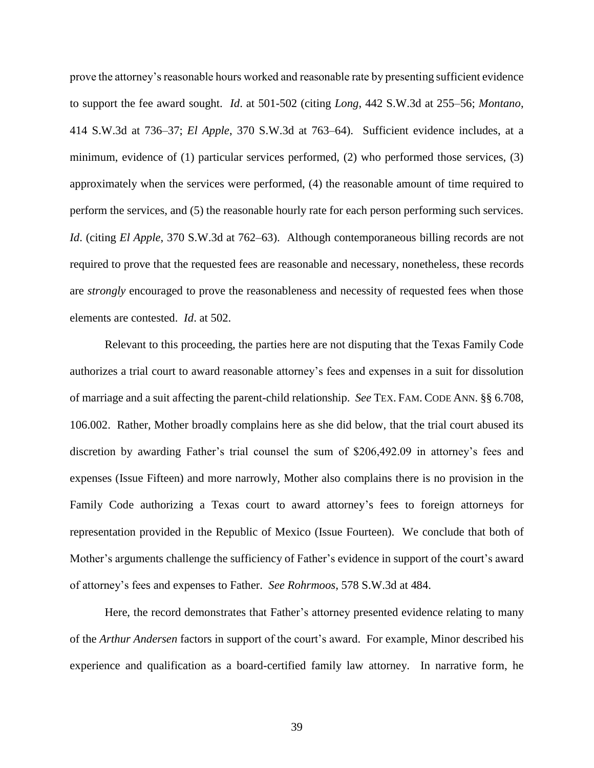prove the attorney's reasonable hours worked and reasonable rate by presenting sufficient evidence to support the fee award sought. *Id*. at 501-502 (citing *Long*, 442 S.W.3d at 255–56; *Montano*, 414 S.W.3d at 736–37; *El Apple*, 370 S.W.3d at 763–64). Sufficient evidence includes, at a minimum, evidence of (1) particular services performed, (2) who performed those services, (3) approximately when the services were performed, (4) the reasonable amount of time required to perform the services, and (5) the reasonable hourly rate for each person performing such services. *Id*. (citing *El Apple*, 370 S.W.3d at 762–63). Although contemporaneous billing records are not required to prove that the requested fees are reasonable and necessary, nonetheless, these records are *strongly* encouraged to prove the reasonableness and necessity of requested fees when those elements are contested. *Id*. at 502.

Relevant to this proceeding, the parties here are not disputing that the Texas Family Code authorizes a trial court to award reasonable attorney's fees and expenses in a suit for dissolution of marriage and a suit affecting the parent-child relationship. *See* TEX. FAM. CODE ANN. §§ 6.708, 106.002. Rather, Mother broadly complains here as she did below, that the trial court abused its discretion by awarding Father's trial counsel the sum of $206,492.09 in attorney's fees and expenses (Issue Fifteen) and more narrowly, Mother also complains there is no provision in the Family Code authorizing a Texas court to award attorney's fees to foreign attorneys for representation provided in the Republic of Mexico (Issue Fourteen). We conclude that both of Mother's arguments challenge the sufficiency of Father's evidence in support of the court's award of attorney's fees and expenses to Father. *See Rohrmoos*, 578 S.W.3d at 484.

Here, the record demonstrates that Father's attorney presented evidence relating to many of the *Arthur Andersen* factors in support of the court's award. For example, Minor described his experience and qualification as a board-certified family law attorney. In narrative form, he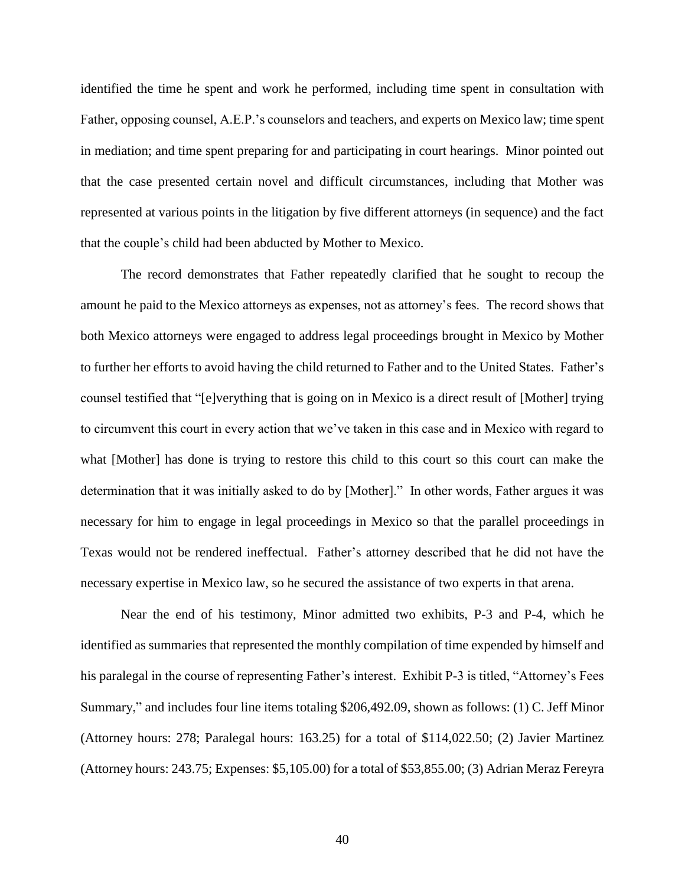identified the time he spent and work he performed, including time spent in consultation with Father, opposing counsel, A.E.P.'s counselors and teachers, and experts on Mexico law; time spent in mediation; and time spent preparing for and participating in court hearings. Minor pointed out that the case presented certain novel and difficult circumstances, including that Mother was represented at various points in the litigation by five different attorneys (in sequence) and the fact that the couple's child had been abducted by Mother to Mexico.

The record demonstrates that Father repeatedly clarified that he sought to recoup the amount he paid to the Mexico attorneys as expenses, not as attorney's fees. The record shows that both Mexico attorneys were engaged to address legal proceedings brought in Mexico by Mother to further her efforts to avoid having the child returned to Father and to the United States. Father's counsel testified that "[e]verything that is going on in Mexico is a direct result of [Mother] trying to circumvent this court in every action that we've taken in this case and in Mexico with regard to what [Mother] has done is trying to restore this child to this court so this court can make the determination that it was initially asked to do by [Mother]." In other words, Father argues it was necessary for him to engage in legal proceedings in Mexico so that the parallel proceedings in Texas would not be rendered ineffectual. Father's attorney described that he did not have the necessary expertise in Mexico law, so he secured the assistance of two experts in that arena.

Near the end of his testimony, Minor admitted two exhibits, P-3 and P-4, which he identified as summaries that represented the monthly compilation of time expended by himself and his paralegal in the course of representing Father's interest. Exhibit P-3 is titled, "Attorney's Fees Summary," and includes four line items totaling $206,492.09, shown as follows: (1) C. Jeff Minor (Attorney hours: 278; Paralegal hours: 163.25) for a total of $114,022.50; (2) Javier Martinez (Attorney hours: 243.75; Expenses: $5,105.00) for a total of $53,855.00; (3) Adrian Meraz Fereyra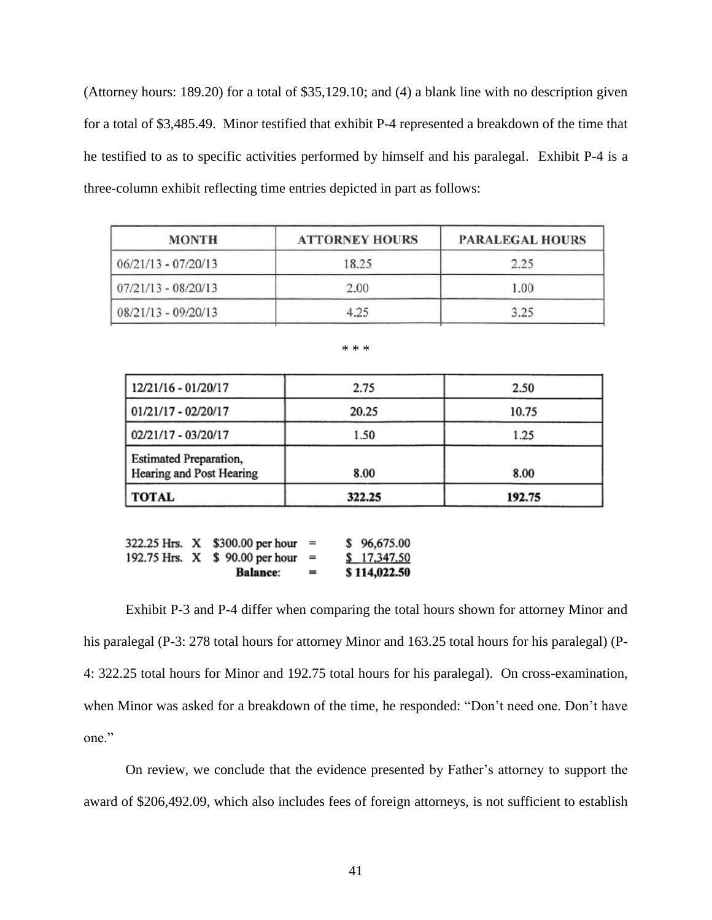(Attorney hours: 189.20) for a total of $35,129.10; and (4) a blank line with no description given for a total of $3,485.49. Minor testified that exhibit P-4 represented a breakdown of the time that he testified to as to specific activities performed by himself and his paralegal. Exhibit P-4 is a three-column exhibit reflecting time entries depicted in part as follows:

| MONTH | ATTORNEY HOURS | PARALEGAL HOURS |
|---|---|---|
| 06/21/13 - 07/20/13 | 18.25 | 2.25 |
| 07/21/13 - 08/20/13 | 2.00 | 1.00 |
| 08/21/13 - 09/20/13 | 4.25 | 3.25 |

\* \* \*

| | | |
|---|---|---|
| 12/21/16 - 01/20/17 | 2.75 | 2.50 |
| 01/21/17 - 02/20/17 | 20.25 | 10.75 |
| 02/21/17 - 03/20/17 | 1.50 | 1.25 |
| Estimated Preparation, Hearing and Post Hearing | 8.00 | 8.00 |
| **TOTAL** | **322.25** | **192.75** |

| | | | | |
|---|---|---|---|---|
| 322.25 Hrs. | X | $300.00 per hour | = | $ 96,675.00 |
| 192.75 Hrs. | X | $ 90.00 per hour | = | $ 17,347.50 |
| | | **Balance:** | = | **$ 114,022.50** |

Exhibit P-3 and P-4 differ when comparing the total hours shown for attorney Minor and his paralegal (P-3: 278 total hours for attorney Minor and 163.25 total hours for his paralegal) (P-4: 322.25 total hours for Minor and 192.75 total hours for his paralegal). On cross-examination, when Minor was asked for a breakdown of the time, he responded: "Don't need one. Don't have one."

On review, we conclude that the evidence presented by Father's attorney to support the award of $206,492.09, which also includes fees of foreign attorneys, is not sufficient to establish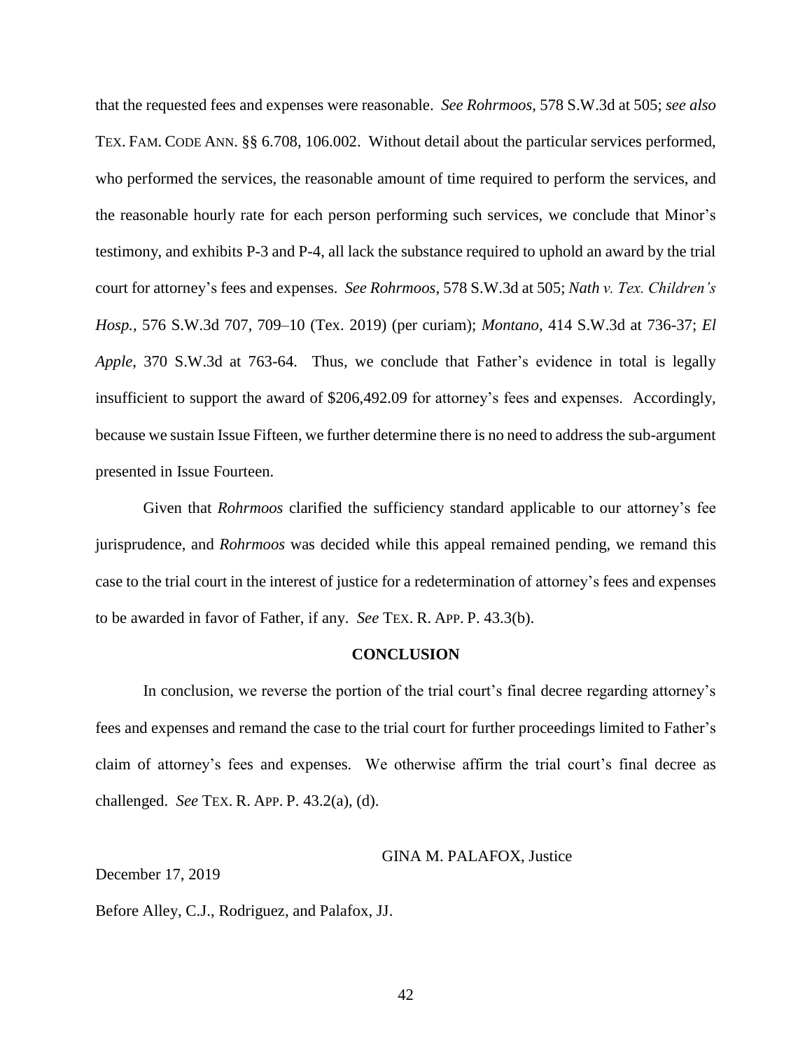that the requested fees and expenses were reasonable. *See Rohrmoos*, 578 S.W.3d at 505; *see also* TEX. FAM. CODE ANN. §§ 6.708, 106.002. Without detail about the particular services performed, who performed the services, the reasonable amount of time required to perform the services, and the reasonable hourly rate for each person performing such services, we conclude that Minor's testimony, and exhibits P-3 and P-4, all lack the substance required to uphold an award by the trial court for attorney's fees and expenses. *See Rohrmoos*, 578 S.W.3d at 505; *Nath v. Tex. Children's Hosp.*, 576 S.W.3d 707, 709–10 (Tex. 2019) (per curiam); *Montano*, 414 S.W.3d at 736-37; *El Apple*, 370 S.W.3d at 763-64. Thus, we conclude that Father's evidence in total is legally insufficient to support the award of $206,492.09 for attorney's fees and expenses. Accordingly, because we sustain Issue Fifteen, we further determine there is no need to address the sub-argument presented in Issue Fourteen.

Given that *Rohrmoos* clarified the sufficiency standard applicable to our attorney's fee jurisprudence, and *Rohrmoos* was decided while this appeal remained pending, we remand this case to the trial court in the interest of justice for a redetermination of attorney's fees and expenses to be awarded in favor of Father, if any. *See* TEX. R. APP. P. 43.3(b).

**CONCLUSION**

In conclusion, we reverse the portion of the trial court's final decree regarding attorney's fees and expenses and remand the case to the trial court for further proceedings limited to Father's claim of attorney's fees and expenses. We otherwise affirm the trial court's final decree as challenged. *See* TEX. R. APP. P. 43.2(a), (d).

GINA M. PALAFOX, Justice

December 17, 2019

Before Alley, C.J., Rodriguez, and Palafox, JJ.